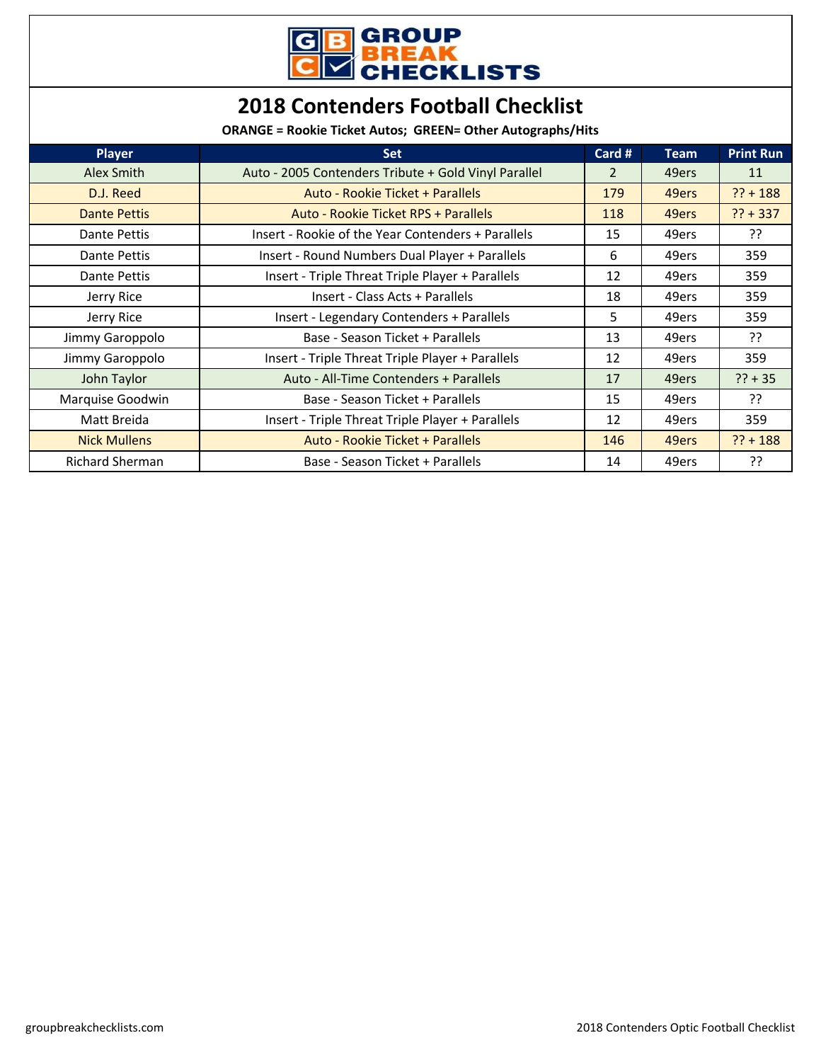GROUP BREAK CHECKLISTS

# 2018 Contenders Football Checklist

**ORANGE = Rookie Ticket Autos; GREEN= Other Autographs/Hits**

| Player | Set | Card # | Team | Print Run |
|---|---|---|---|---|
| Alex Smith | Auto - 2005 Contenders Tribute + Gold Vinyl Parallel | 2 | 49ers | 11 |
| D.J. Reed | Auto - Rookie Ticket + Parallels | 179 | 49ers | ?? + 188 |
| Dante Pettis | Auto - Rookie Ticket RPS + Parallels | 118 | 49ers | ?? + 337 |
| Dante Pettis | Insert - Rookie of the Year Contenders + Parallels | 15 | 49ers | ?? |
| Dante Pettis | Insert - Round Numbers Dual Player + Parallels | 6 | 49ers | 359 |
| Dante Pettis | Insert - Triple Threat Triple Player + Parallels | 12 | 49ers | 359 |
| Jerry Rice | Insert - Class Acts + Parallels | 18 | 49ers | 359 |
| Jerry Rice | Insert - Legendary Contenders + Parallels | 5 | 49ers | 359 |
| Jimmy Garoppolo | Base - Season Ticket + Parallels | 13 | 49ers | ?? |
| Jimmy Garoppolo | Insert - Triple Threat Triple Player + Parallels | 12 | 49ers | 359 |
| John Taylor | Auto - All-Time Contenders + Parallels | 17 | 49ers | ?? + 35 |
| Marquise Goodwin | Base - Season Ticket + Parallels | 15 | 49ers | ?? |
| Matt Breida | Insert - Triple Threat Triple Player + Parallels | 12 | 49ers | 359 |
| Nick Mullens | Auto - Rookie Ticket + Parallels | 146 | 49ers | ?? + 188 |
| Richard Sherman | Base - Season Ticket + Parallels | 14 | 49ers | ?? |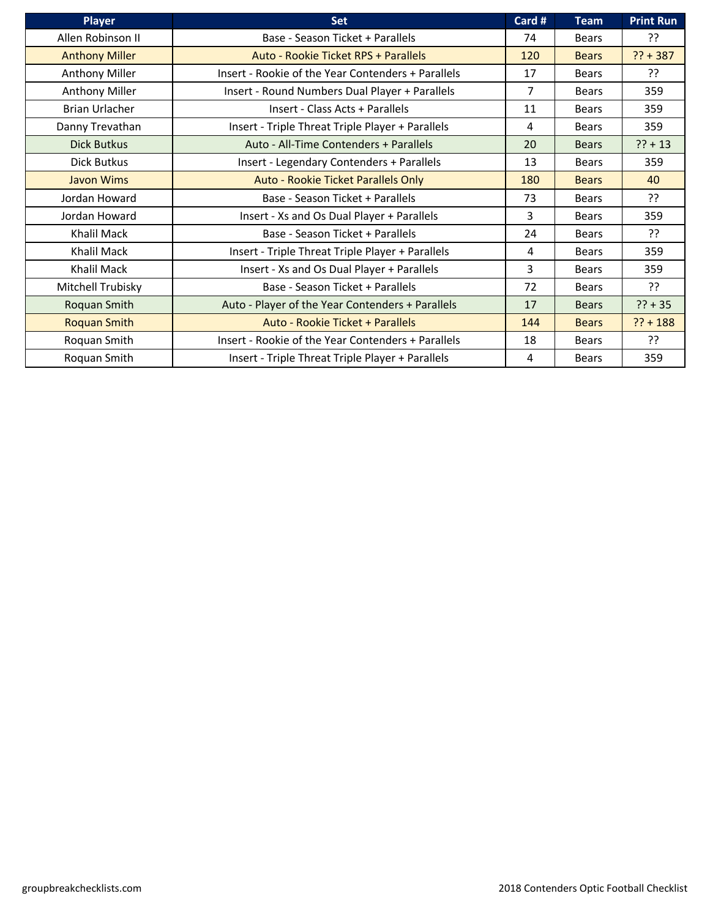| Player | Set | Card # | Team | Print Run |
|---|---|---|---|---|
| Allen Robinson II | Base - Season Ticket + Parallels | 74 | Bears | ?? |
| Anthony Miller | Auto - Rookie Ticket RPS + Parallels | 120 | Bears | ?? + 387 |
| Anthony Miller | Insert - Rookie of the Year Contenders + Parallels | 17 | Bears | ?? |
| Anthony Miller | Insert - Round Numbers Dual Player + Parallels | 7 | Bears | 359 |
| Brian Urlacher | Insert - Class Acts + Parallels | 11 | Bears | 359 |
| Danny Trevathan | Insert - Triple Threat Triple Player + Parallels | 4 | Bears | 359 |
| Dick Butkus | Auto - All-Time Contenders + Parallels | 20 | Bears | ?? + 13 |
| Dick Butkus | Insert - Legendary Contenders + Parallels | 13 | Bears | 359 |
| Javon Wims | Auto - Rookie Ticket Parallels Only | 180 | Bears | 40 |
| Jordan Howard | Base - Season Ticket + Parallels | 73 | Bears | ?? |
| Jordan Howard | Insert - Xs and Os Dual Player + Parallels | 3 | Bears | 359 |
| Khalil Mack | Base - Season Ticket + Parallels | 24 | Bears | ?? |
| Khalil Mack | Insert - Triple Threat Triple Player + Parallels | 4 | Bears | 359 |
| Khalil Mack | Insert - Xs and Os Dual Player + Parallels | 3 | Bears | 359 |
| Mitchell Trubisky | Base - Season Ticket + Parallels | 72 | Bears | ?? |
| Roquan Smith | Auto - Player of the Year Contenders + Parallels | 17 | Bears | ?? + 35 |
| Roquan Smith | Auto - Rookie Ticket + Parallels | 144 | Bears | ?? + 188 |
| Roquan Smith | Insert - Rookie of the Year Contenders + Parallels | 18 | Bears | ?? |
| Roquan Smith | Insert - Triple Threat Triple Player + Parallels | 4 | Bears | 359 |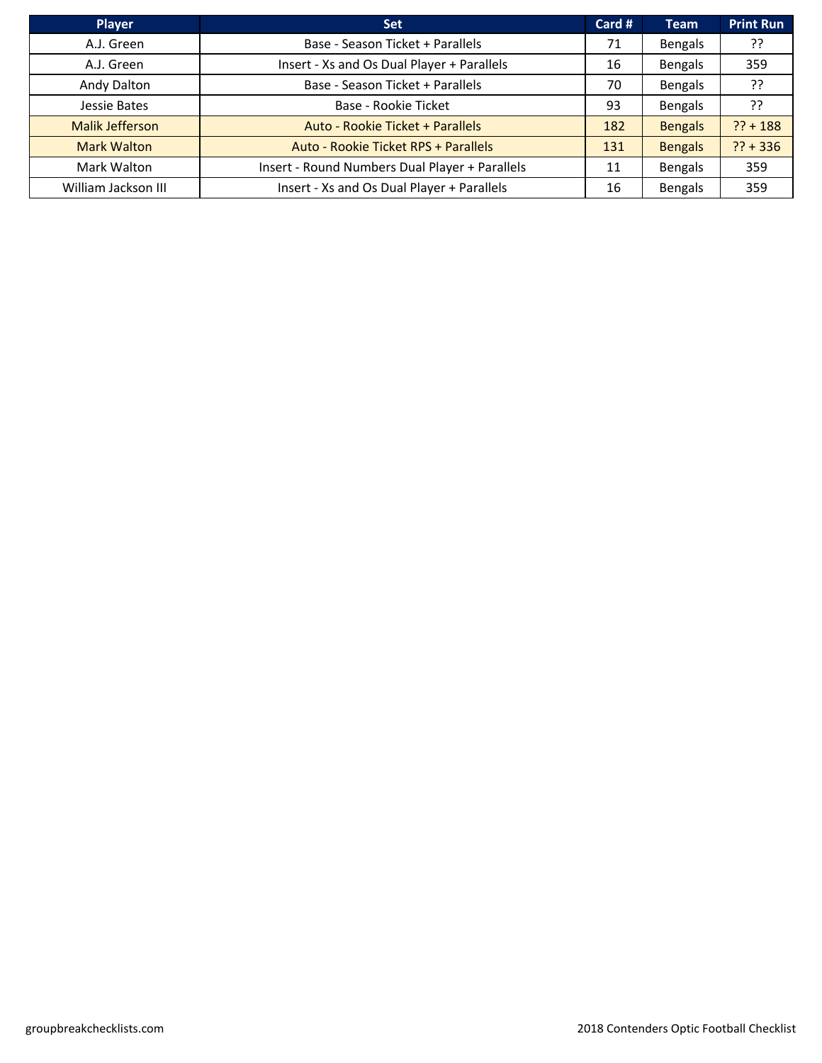| Player | Set | Card # | Team | Print Run |
|---|---|---|---|---|
| A.J. Green | Base - Season Ticket + Parallels | 71 | Bengals | ?? |
| A.J. Green | Insert - Xs and Os Dual Player + Parallels | 16 | Bengals | 359 |
| Andy Dalton | Base - Season Ticket + Parallels | 70 | Bengals | ?? |
| Jessie Bates | Base - Rookie Ticket | 93 | Bengals | ?? |
| Malik Jefferson | Auto - Rookie Ticket + Parallels | 182 | Bengals | ?? + 188 |
| Mark Walton | Auto - Rookie Ticket RPS + Parallels | 131 | Bengals | ?? + 336 |
| Mark Walton | Insert - Round Numbers Dual Player + Parallels | 11 | Bengals | 359 |
| William Jackson III | Insert - Xs and Os Dual Player + Parallels | 16 | Bengals | 359 |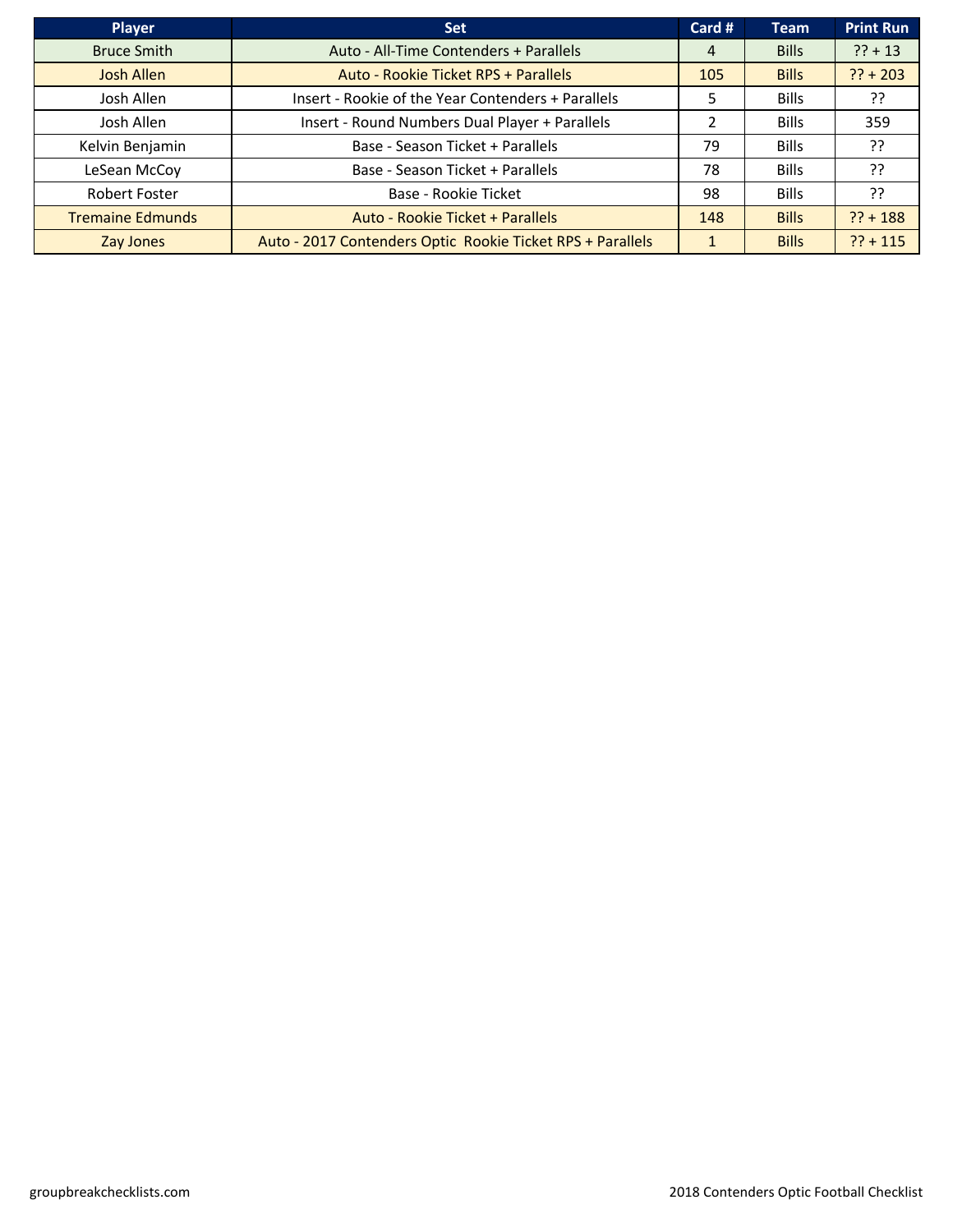| Player | Set | Card # | Team | Print Run |
|---|---|---|---|---|
| Bruce Smith | Auto - All-Time Contenders + Parallels | 4 | Bills | ?? + 13 |
| Josh Allen | Auto - Rookie Ticket RPS + Parallels | 105 | Bills | ?? + 203 |
| Josh Allen | Insert - Rookie of the Year Contenders + Parallels | 5 | Bills | ?? |
| Josh Allen | Insert - Round Numbers Dual Player + Parallels | 2 | Bills | 359 |
| Kelvin Benjamin | Base - Season Ticket + Parallels | 79 | Bills | ?? |
| LeSean McCoy | Base - Season Ticket + Parallels | 78 | Bills | ?? |
| Robert Foster | Base - Rookie Ticket | 98 | Bills | ?? |
| Tremaine Edmunds | Auto - Rookie Ticket + Parallels | 148 | Bills | ?? + 188 |
| Zay Jones | Auto - 2017 Contenders Optic Rookie Ticket RPS + Parallels | 1 | Bills | ?? + 115 |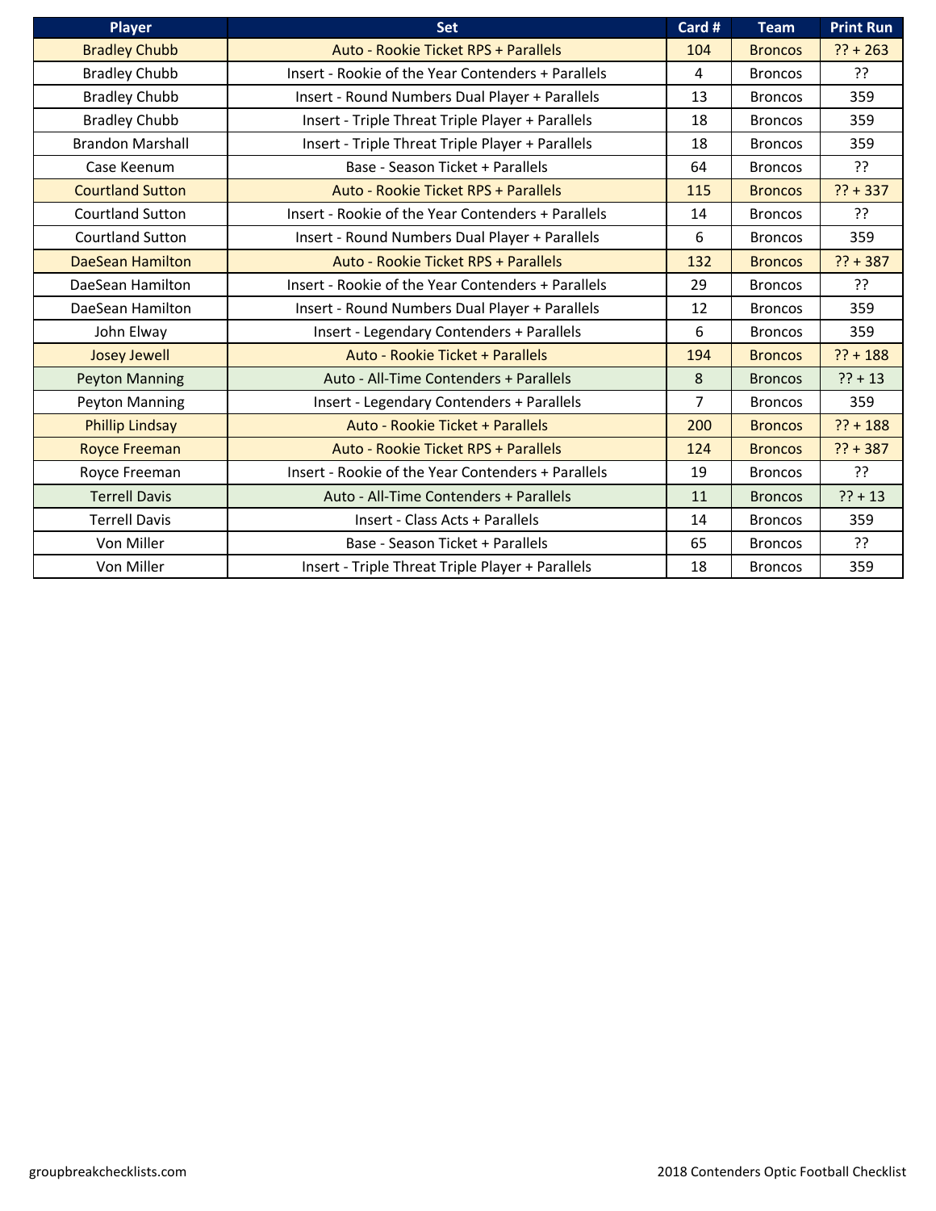| Player | Set | Card # | Team | Print Run |
|---|---|---|---|---|
| Bradley Chubb | Auto - Rookie Ticket RPS + Parallels | 104 | Broncos | ?? + 263 |
| Bradley Chubb | Insert - Rookie of the Year Contenders + Parallels | 4 | Broncos | ?? |
| Bradley Chubb | Insert - Round Numbers Dual Player + Parallels | 13 | Broncos | 359 |
| Bradley Chubb | Insert - Triple Threat Triple Player + Parallels | 18 | Broncos | 359 |
| Brandon Marshall | Insert - Triple Threat Triple Player + Parallels | 18 | Broncos | 359 |
| Case Keenum | Base - Season Ticket + Parallels | 64 | Broncos | ?? |
| Courtland Sutton | Auto - Rookie Ticket RPS + Parallels | 115 | Broncos | ?? + 337 |
| Courtland Sutton | Insert - Rookie of the Year Contenders + Parallels | 14 | Broncos | ?? |
| Courtland Sutton | Insert - Round Numbers Dual Player + Parallels | 6 | Broncos | 359 |
| DaeSean Hamilton | Auto - Rookie Ticket RPS + Parallels | 132 | Broncos | ?? + 387 |
| DaeSean Hamilton | Insert - Rookie of the Year Contenders + Parallels | 29 | Broncos | ?? |
| DaeSean Hamilton | Insert - Round Numbers Dual Player + Parallels | 12 | Broncos | 359 |
| John Elway | Insert - Legendary Contenders + Parallels | 6 | Broncos | 359 |
| Josey Jewell | Auto - Rookie Ticket + Parallels | 194 | Broncos | ?? + 188 |
| Peyton Manning | Auto - All-Time Contenders + Parallels | 8 | Broncos | ?? + 13 |
| Peyton Manning | Insert - Legendary Contenders + Parallels | 7 | Broncos | 359 |
| Phillip Lindsay | Auto - Rookie Ticket + Parallels | 200 | Broncos | ?? + 188 |
| Royce Freeman | Auto - Rookie Ticket RPS + Parallels | 124 | Broncos | ?? + 387 |
| Royce Freeman | Insert - Rookie of the Year Contenders + Parallels | 19 | Broncos | ?? |
| Terrell Davis | Auto - All-Time Contenders + Parallels | 11 | Broncos | ?? + 13 |
| Terrell Davis | Insert - Class Acts + Parallels | 14 | Broncos | 359 |
| Von Miller | Base - Season Ticket + Parallels | 65 | Broncos | ?? |
| Von Miller | Insert - Triple Threat Triple Player + Parallels | 18 | Broncos | 359 |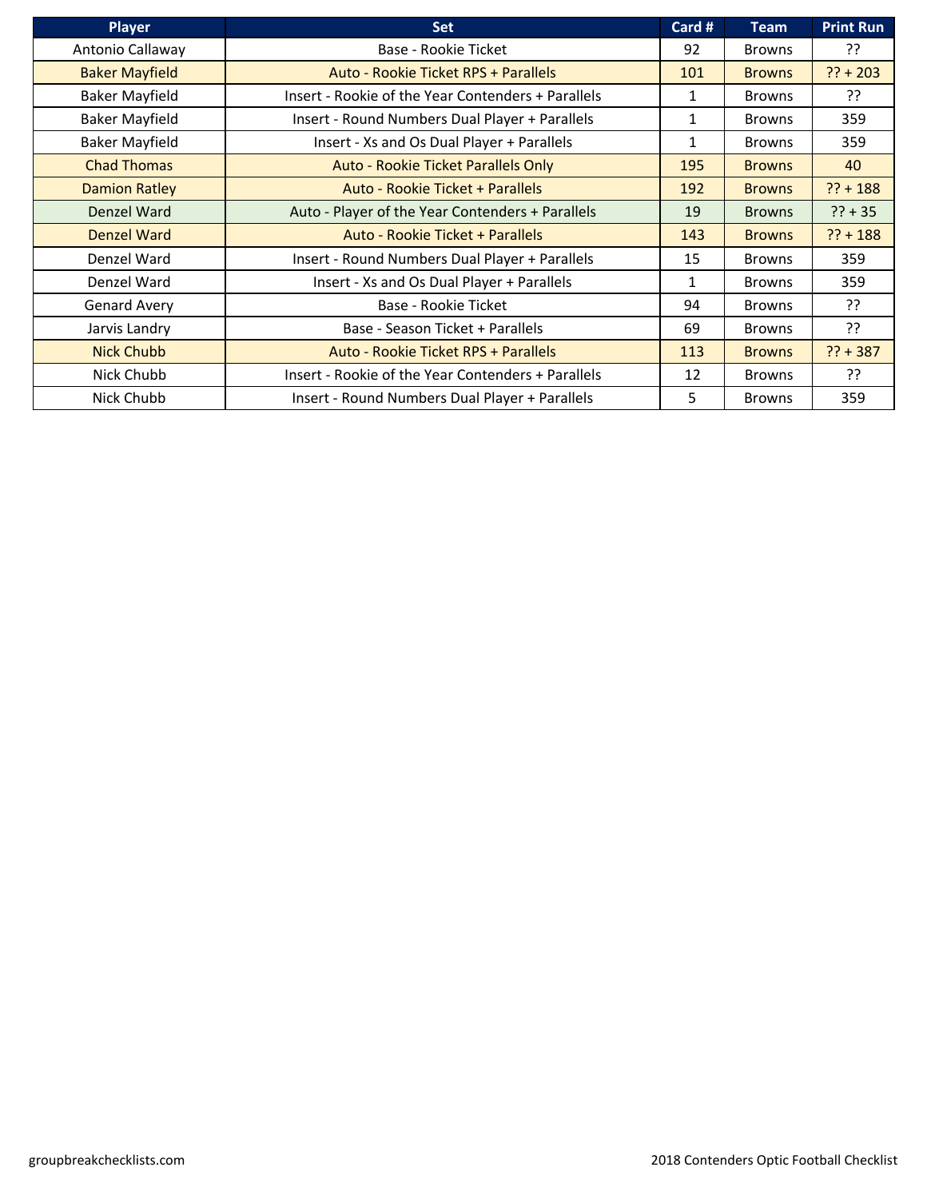| Player | Set | Card # | Team | Print Run |
| --- | --- | --- | --- | --- |
| Antonio Callaway | Base - Rookie Ticket | 92 | Browns | ?? |
| Baker Mayfield | Auto - Rookie Ticket RPS + Parallels | 101 | Browns | ?? + 203 |
| Baker Mayfield | Insert - Rookie of the Year Contenders + Parallels | 1 | Browns | ?? |
| Baker Mayfield | Insert - Round Numbers Dual Player + Parallels | 1 | Browns | 359 |
| Baker Mayfield | Insert - Xs and Os Dual Player + Parallels | 1 | Browns | 359 |
| Chad Thomas | Auto - Rookie Ticket Parallels Only | 195 | Browns | 40 |
| Damion Ratley | Auto - Rookie Ticket + Parallels | 192 | Browns | ?? + 188 |
| Denzel Ward | Auto - Player of the Year Contenders + Parallels | 19 | Browns | ?? + 35 |
| Denzel Ward | Auto - Rookie Ticket + Parallels | 143 | Browns | ?? + 188 |
| Denzel Ward | Insert - Round Numbers Dual Player + Parallels | 15 | Browns | 359 |
| Denzel Ward | Insert - Xs and Os Dual Player + Parallels | 1 | Browns | 359 |
| Genard Avery | Base - Rookie Ticket | 94 | Browns | ?? |
| Jarvis Landry | Base - Season Ticket + Parallels | 69 | Browns | ?? |
| Nick Chubb | Auto - Rookie Ticket RPS + Parallels | 113 | Browns | ?? + 387 |
| Nick Chubb | Insert - Rookie of the Year Contenders + Parallels | 12 | Browns | ?? |
| Nick Chubb | Insert - Round Numbers Dual Player + Parallels | 5 | Browns | 359 |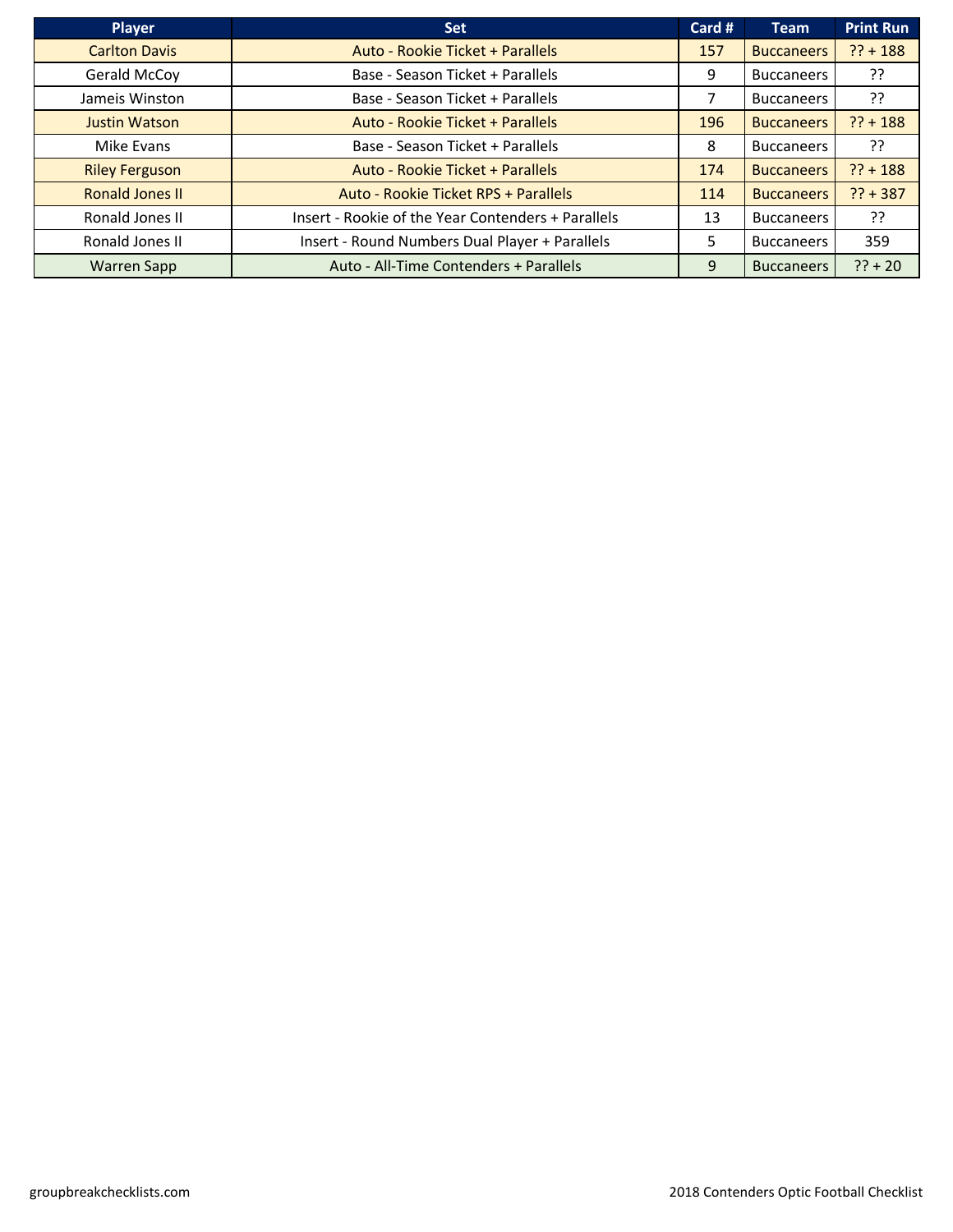| Player | Set | Card # | Team | Print Run |
|---|---|---|---|---|
| Carlton Davis | Auto - Rookie Ticket + Parallels | 157 | Buccaneers | ?? + 188 |
| Gerald McCoy | Base - Season Ticket + Parallels | 9 | Buccaneers | ?? |
| Jameis Winston | Base - Season Ticket + Parallels | 7 | Buccaneers | ?? |
| Justin Watson | Auto - Rookie Ticket + Parallels | 196 | Buccaneers | ?? + 188 |
| Mike Evans | Base - Season Ticket + Parallels | 8 | Buccaneers | ?? |
| Riley Ferguson | Auto - Rookie Ticket + Parallels | 174 | Buccaneers | ?? + 188 |
| Ronald Jones II | Auto - Rookie Ticket RPS + Parallels | 114 | Buccaneers | ?? + 387 |
| Ronald Jones II | Insert - Rookie of the Year Contenders + Parallels | 13 | Buccaneers | ?? |
| Ronald Jones II | Insert - Round Numbers Dual Player + Parallels | 5 | Buccaneers | 359 |
| Warren Sapp | Auto - All-Time Contenders + Parallels | 9 | Buccaneers | ?? + 20 |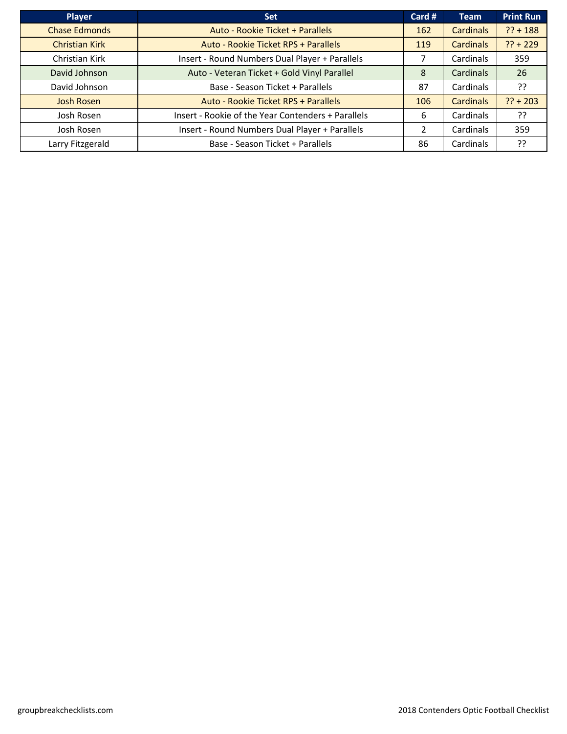| Player | Set | Card # | Team | Print Run |
| --- | --- | --- | --- | --- |
| Chase Edmonds | Auto - Rookie Ticket + Parallels | 162 | Cardinals | ?? + 188 |
| Christian Kirk | Auto - Rookie Ticket RPS + Parallels | 119 | Cardinals | ?? + 229 |
| Christian Kirk | Insert - Round Numbers Dual Player + Parallels | 7 | Cardinals | 359 |
| David Johnson | Auto - Veteran Ticket + Gold Vinyl Parallel | 8 | Cardinals | 26 |
| David Johnson | Base - Season Ticket + Parallels | 87 | Cardinals | ?? |
| Josh Rosen | Auto - Rookie Ticket RPS + Parallels | 106 | Cardinals | ?? + 203 |
| Josh Rosen | Insert - Rookie of the Year Contenders + Parallels | 6 | Cardinals | ?? |
| Josh Rosen | Insert - Round Numbers Dual Player + Parallels | 2 | Cardinals | 359 |
| Larry Fitzgerald | Base - Season Ticket + Parallels | 86 | Cardinals | ?? |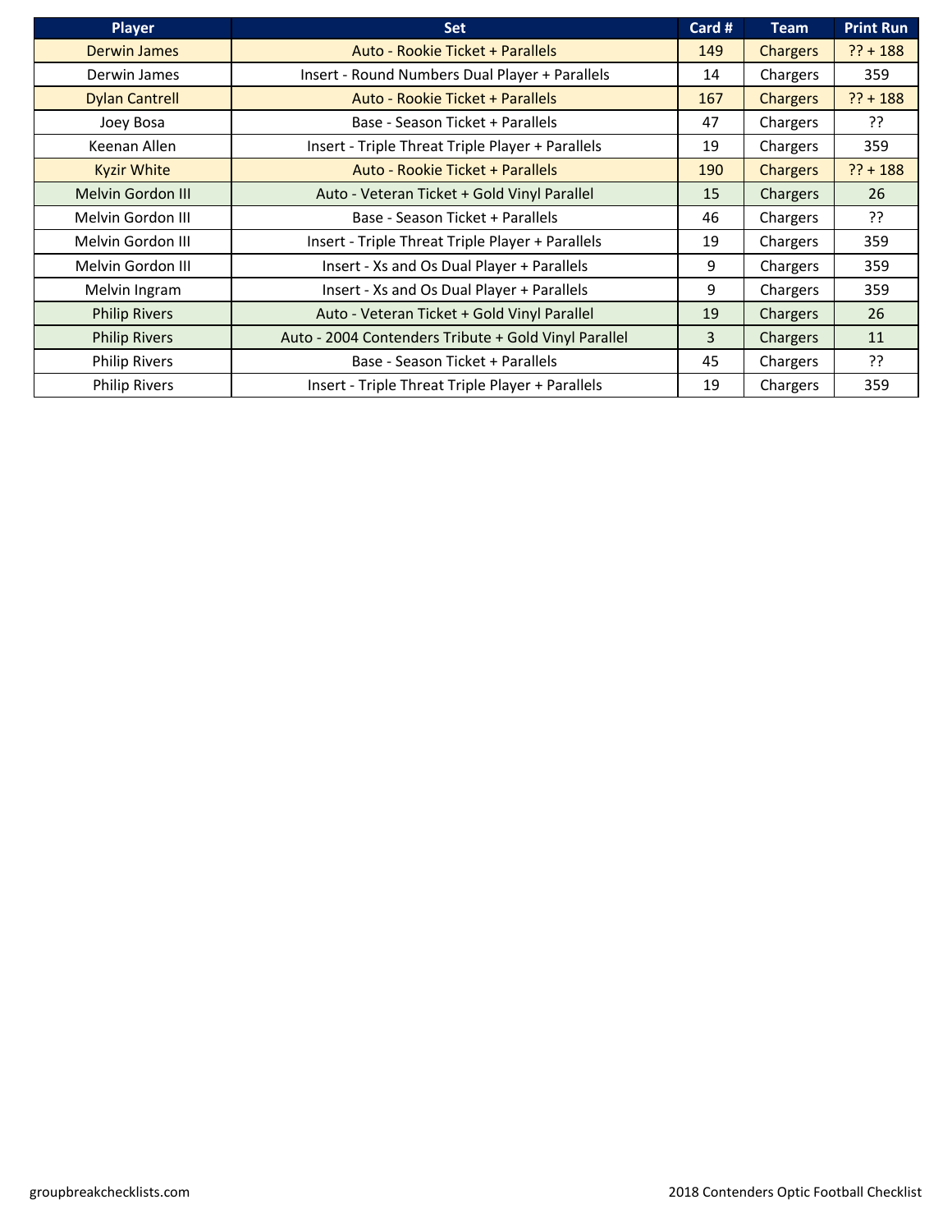| Player | Set | Card # | Team | Print Run |
|---|---|---|---|---|
| Derwin James | Auto - Rookie Ticket + Parallels | 149 | Chargers | ?? + 188 |
| Derwin James | Insert - Round Numbers Dual Player + Parallels | 14 | Chargers | 359 |
| Dylan Cantrell | Auto - Rookie Ticket + Parallels | 167 | Chargers | ?? + 188 |
| Joey Bosa | Base - Season Ticket + Parallels | 47 | Chargers | ?? |
| Keenan Allen | Insert - Triple Threat Triple Player + Parallels | 19 | Chargers | 359 |
| Kyzir White | Auto - Rookie Ticket + Parallels | 190 | Chargers | ?? + 188 |
| Melvin Gordon III | Auto - Veteran Ticket + Gold Vinyl Parallel | 15 | Chargers | 26 |
| Melvin Gordon III | Base - Season Ticket + Parallels | 46 | Chargers | ?? |
| Melvin Gordon III | Insert - Triple Threat Triple Player + Parallels | 19 | Chargers | 359 |
| Melvin Gordon III | Insert - Xs and Os Dual Player + Parallels | 9 | Chargers | 359 |
| Melvin Ingram | Insert - Xs and Os Dual Player + Parallels | 9 | Chargers | 359 |
| Philip Rivers | Auto - Veteran Ticket + Gold Vinyl Parallel | 19 | Chargers | 26 |
| Philip Rivers | Auto - 2004 Contenders Tribute + Gold Vinyl Parallel | 3 | Chargers | 11 |
| Philip Rivers | Base - Season Ticket + Parallels | 45 | Chargers | ?? |
| Philip Rivers | Insert - Triple Threat Triple Player + Parallels | 19 | Chargers | 359 |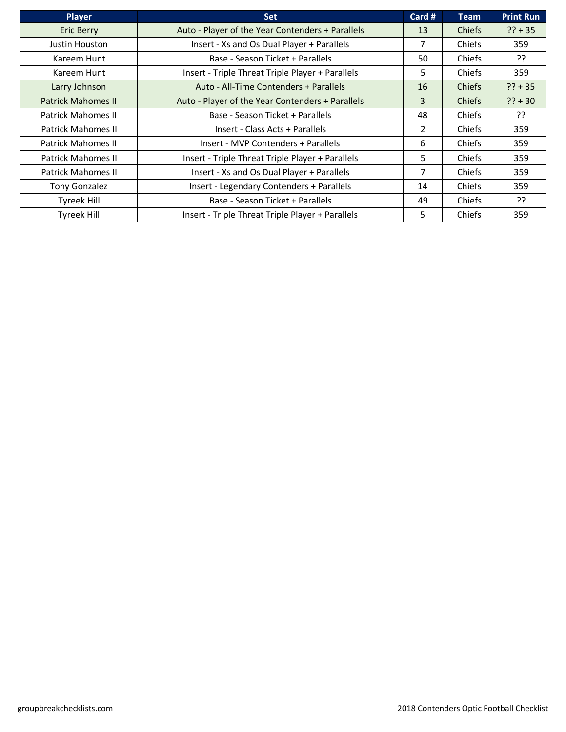| Player | Set | Card # | Team | Print Run |
| --- | --- | --- | --- | --- |
| Eric Berry | Auto - Player of the Year Contenders + Parallels | 13 | Chiefs | ?? + 35 |
| Justin Houston | Insert - Xs and Os Dual Player + Parallels | 7 | Chiefs | 359 |
| Kareem Hunt | Base - Season Ticket + Parallels | 50 | Chiefs | ?? |
| Kareem Hunt | Insert - Triple Threat Triple Player + Parallels | 5 | Chiefs | 359 |
| Larry Johnson | Auto - All-Time Contenders + Parallels | 16 | Chiefs | ?? + 35 |
| Patrick Mahomes II | Auto - Player of the Year Contenders + Parallels | 3 | Chiefs | ?? + 30 |
| Patrick Mahomes II | Base - Season Ticket + Parallels | 48 | Chiefs | ?? |
| Patrick Mahomes II | Insert - Class Acts + Parallels | 2 | Chiefs | 359 |
| Patrick Mahomes II | Insert - MVP Contenders + Parallels | 6 | Chiefs | 359 |
| Patrick Mahomes II | Insert - Triple Threat Triple Player + Parallels | 5 | Chiefs | 359 |
| Patrick Mahomes II | Insert - Xs and Os Dual Player + Parallels | 7 | Chiefs | 359 |
| Tony Gonzalez | Insert - Legendary Contenders + Parallels | 14 | Chiefs | 359 |
| Tyreek Hill | Base - Season Ticket + Parallels | 49 | Chiefs | ?? |
| Tyreek Hill | Insert - Triple Threat Triple Player + Parallels | 5 | Chiefs | 359 |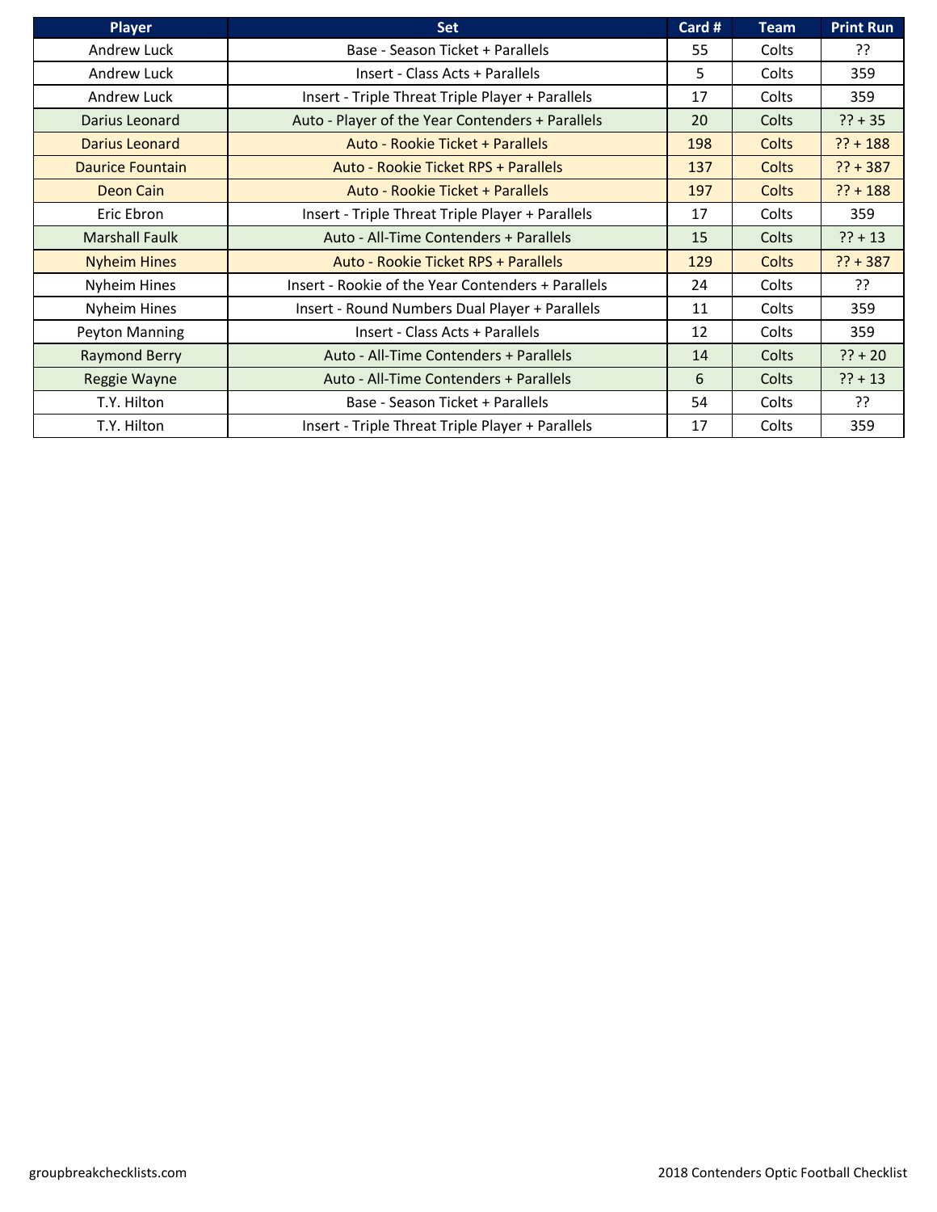| Player | Set | Card # | Team | Print Run |
|---|---|---|---|---|
| Andrew Luck | Base - Season Ticket + Parallels | 55 | Colts | ?? |
| Andrew Luck | Insert - Class Acts + Parallels | 5 | Colts | 359 |
| Andrew Luck | Insert - Triple Threat Triple Player + Parallels | 17 | Colts | 359 |
| Darius Leonard | Auto - Player of the Year Contenders + Parallels | 20 | Colts | ?? + 35 |
| Darius Leonard | Auto - Rookie Ticket + Parallels | 198 | Colts | ?? + 188 |
| Daurice Fountain | Auto - Rookie Ticket RPS + Parallels | 137 | Colts | ?? + 387 |
| Deon Cain | Auto - Rookie Ticket + Parallels | 197 | Colts | ?? + 188 |
| Eric Ebron | Insert - Triple Threat Triple Player + Parallels | 17 | Colts | 359 |
| Marshall Faulk | Auto - All-Time Contenders + Parallels | 15 | Colts | ?? + 13 |
| Nyheim Hines | Auto - Rookie Ticket RPS + Parallels | 129 | Colts | ?? + 387 |
| Nyheim Hines | Insert - Rookie of the Year Contenders + Parallels | 24 | Colts | ?? |
| Nyheim Hines | Insert - Round Numbers Dual Player + Parallels | 11 | Colts | 359 |
| Peyton Manning | Insert - Class Acts + Parallels | 12 | Colts | 359 |
| Raymond Berry | Auto - All-Time Contenders + Parallels | 14 | Colts | ?? + 20 |
| Reggie Wayne | Auto - All-Time Contenders + Parallels | 6 | Colts | ?? + 13 |
| T.Y. Hilton | Base - Season Ticket + Parallels | 54 | Colts | ?? |
| T.Y. Hilton | Insert - Triple Threat Triple Player + Parallels | 17 | Colts | 359 |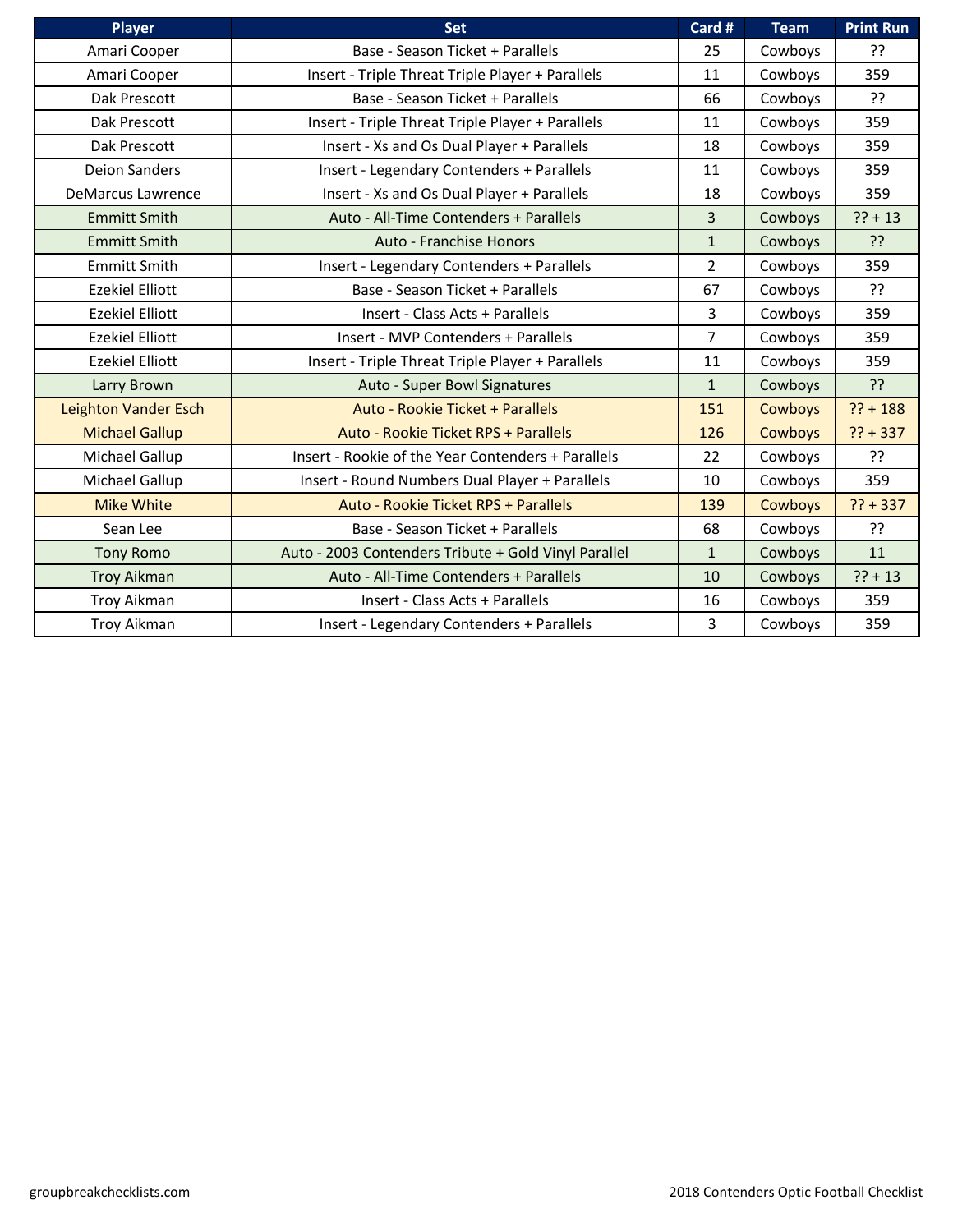| Player | Set | Card # | Team | Print Run |
|---|---|---|---|---|
| Amari Cooper | Base - Season Ticket + Parallels | 25 | Cowboys | ?? |
| Amari Cooper | Insert - Triple Threat Triple Player + Parallels | 11 | Cowboys | 359 |
| Dak Prescott | Base - Season Ticket + Parallels | 66 | Cowboys | ?? |
| Dak Prescott | Insert - Triple Threat Triple Player + Parallels | 11 | Cowboys | 359 |
| Dak Prescott | Insert - Xs and Os Dual Player + Parallels | 18 | Cowboys | 359 |
| Deion Sanders | Insert - Legendary Contenders + Parallels | 11 | Cowboys | 359 |
| DeMarcus Lawrence | Insert - Xs and Os Dual Player + Parallels | 18 | Cowboys | 359 |
| Emmitt Smith | Auto - All-Time Contenders + Parallels | 3 | Cowboys | ?? + 13 |
| Emmitt Smith | Auto - Franchise Honors | 1 | Cowboys | ?? |
| Emmitt Smith | Insert - Legendary Contenders + Parallels | 2 | Cowboys | 359 |
| Ezekiel Elliott | Base - Season Ticket + Parallels | 67 | Cowboys | ?? |
| Ezekiel Elliott | Insert - Class Acts + Parallels | 3 | Cowboys | 359 |
| Ezekiel Elliott | Insert - MVP Contenders + Parallels | 7 | Cowboys | 359 |
| Ezekiel Elliott | Insert - Triple Threat Triple Player + Parallels | 11 | Cowboys | 359 |
| Larry Brown | Auto - Super Bowl Signatures | 1 | Cowboys | ?? |
| Leighton Vander Esch | Auto - Rookie Ticket + Parallels | 151 | Cowboys | ?? + 188 |
| Michael Gallup | Auto - Rookie Ticket RPS + Parallels | 126 | Cowboys | ?? + 337 |
| Michael Gallup | Insert - Rookie of the Year Contenders + Parallels | 22 | Cowboys | ?? |
| Michael Gallup | Insert - Round Numbers Dual Player + Parallels | 10 | Cowboys | 359 |
| Mike White | Auto - Rookie Ticket RPS + Parallels | 139 | Cowboys | ?? + 337 |
| Sean Lee | Base - Season Ticket + Parallels | 68 | Cowboys | ?? |
| Tony Romo | Auto - 2003 Contenders Tribute + Gold Vinyl Parallel | 1 | Cowboys | 11 |
| Troy Aikman | Auto - All-Time Contenders + Parallels | 10 | Cowboys | ?? + 13 |
| Troy Aikman | Insert - Class Acts + Parallels | 16 | Cowboys | 359 |
| Troy Aikman | Insert - Legendary Contenders + Parallels | 3 | Cowboys | 359 |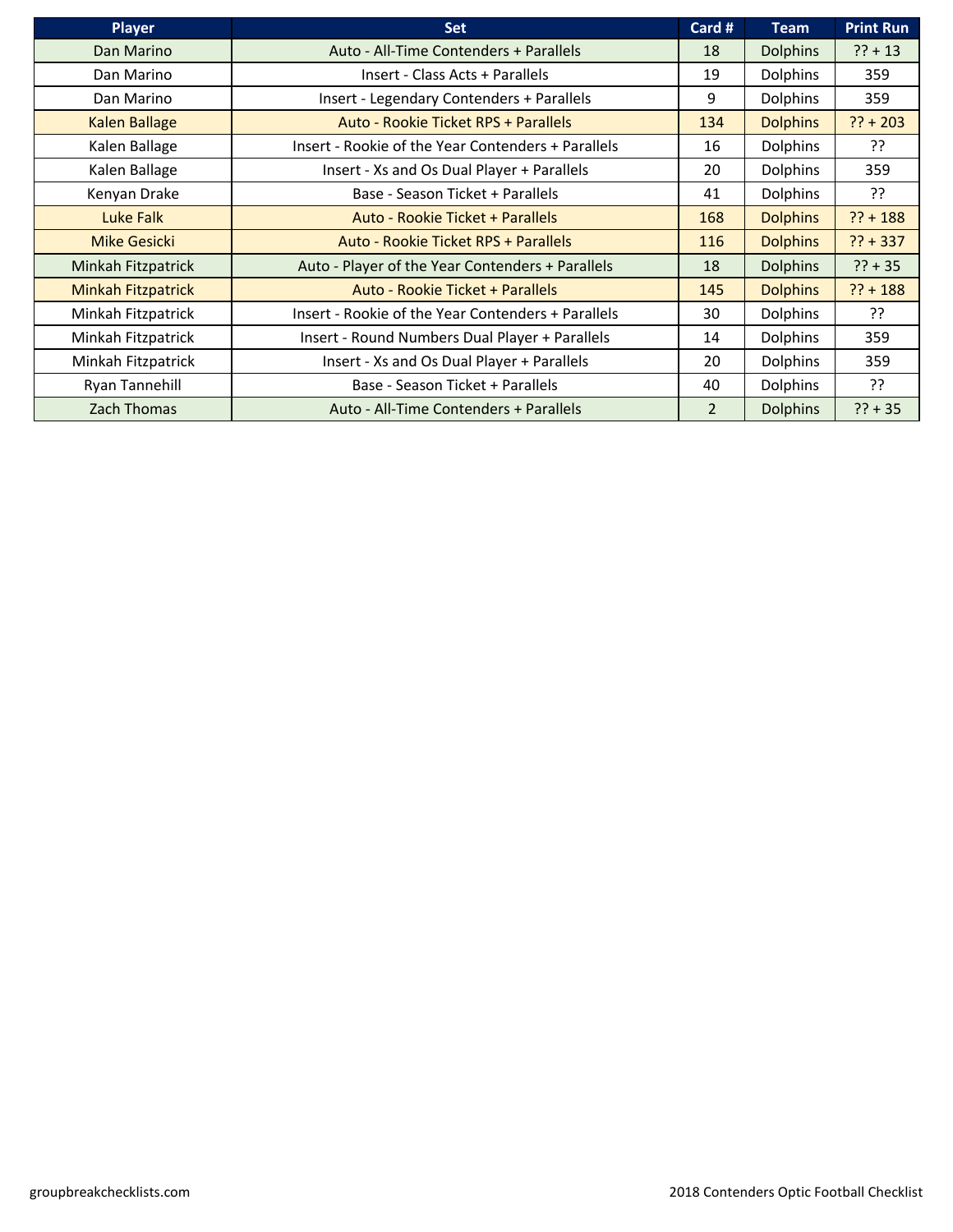| Player | Set | Card # | Team | Print Run |
| --- | --- | --- | --- | --- |
| Dan Marino | Auto - All-Time Contenders + Parallels | 18 | Dolphins | ?? + 13 |
| Dan Marino | Insert - Class Acts + Parallels | 19 | Dolphins | 359 |
| Dan Marino | Insert - Legendary Contenders + Parallels | 9 | Dolphins | 359 |
| Kalen Ballage | Auto - Rookie Ticket RPS + Parallels | 134 | Dolphins | ?? + 203 |
| Kalen Ballage | Insert - Rookie of the Year Contenders + Parallels | 16 | Dolphins | ?? |
| Kalen Ballage | Insert - Xs and Os Dual Player + Parallels | 20 | Dolphins | 359 |
| Kenyan Drake | Base - Season Ticket + Parallels | 41 | Dolphins | ?? |
| Luke Falk | Auto - Rookie Ticket + Parallels | 168 | Dolphins | ?? + 188 |
| Mike Gesicki | Auto - Rookie Ticket RPS + Parallels | 116 | Dolphins | ?? + 337 |
| Minkah Fitzpatrick | Auto - Player of the Year Contenders + Parallels | 18 | Dolphins | ?? + 35 |
| Minkah Fitzpatrick | Auto - Rookie Ticket + Parallels | 145 | Dolphins | ?? + 188 |
| Minkah Fitzpatrick | Insert - Rookie of the Year Contenders + Parallels | 30 | Dolphins | ?? |
| Minkah Fitzpatrick | Insert - Round Numbers Dual Player + Parallels | 14 | Dolphins | 359 |
| Minkah Fitzpatrick | Insert - Xs and Os Dual Player + Parallels | 20 | Dolphins | 359 |
| Ryan Tannehill | Base - Season Ticket + Parallels | 40 | Dolphins | ?? |
| Zach Thomas | Auto - All-Time Contenders + Parallels | 2 | Dolphins | ?? + 35 |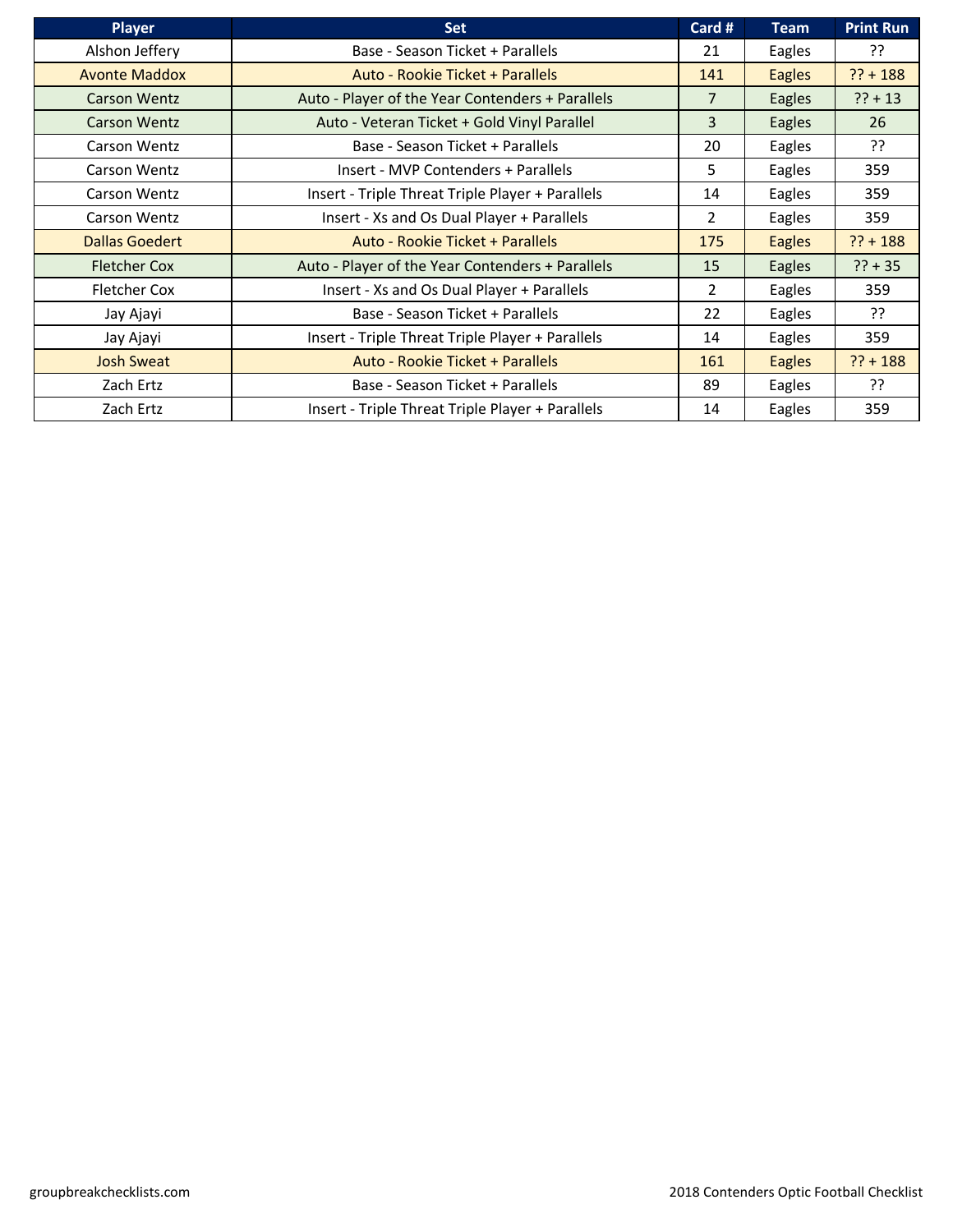| Player | Set | Card # | Team | Print Run |
|---|---|---|---|---|
| Alshon Jeffery | Base - Season Ticket + Parallels | 21 | Eagles | ?? |
| Avonte Maddox | Auto - Rookie Ticket + Parallels | 141 | Eagles | ?? + 188 |
| Carson Wentz | Auto - Player of the Year Contenders + Parallels | 7 | Eagles | ?? + 13 |
| Carson Wentz | Auto - Veteran Ticket + Gold Vinyl Parallel | 3 | Eagles | 26 |
| Carson Wentz | Base - Season Ticket + Parallels | 20 | Eagles | ?? |
| Carson Wentz | Insert - MVP Contenders + Parallels | 5 | Eagles | 359 |
| Carson Wentz | Insert - Triple Threat Triple Player + Parallels | 14 | Eagles | 359 |
| Carson Wentz | Insert - Xs and Os Dual Player + Parallels | 2 | Eagles | 359 |
| Dallas Goedert | Auto - Rookie Ticket + Parallels | 175 | Eagles | ?? + 188 |
| Fletcher Cox | Auto - Player of the Year Contenders + Parallels | 15 | Eagles | ?? + 35 |
| Fletcher Cox | Insert - Xs and Os Dual Player + Parallels | 2 | Eagles | 359 |
| Jay Ajayi | Base - Season Ticket + Parallels | 22 | Eagles | ?? |
| Jay Ajayi | Insert - Triple Threat Triple Player + Parallels | 14 | Eagles | 359 |
| Josh Sweat | Auto - Rookie Ticket + Parallels | 161 | Eagles | ?? + 188 |
| Zach Ertz | Base - Season Ticket + Parallels | 89 | Eagles | ?? |
| Zach Ertz | Insert - Triple Threat Triple Player + Parallels | 14 | Eagles | 359 |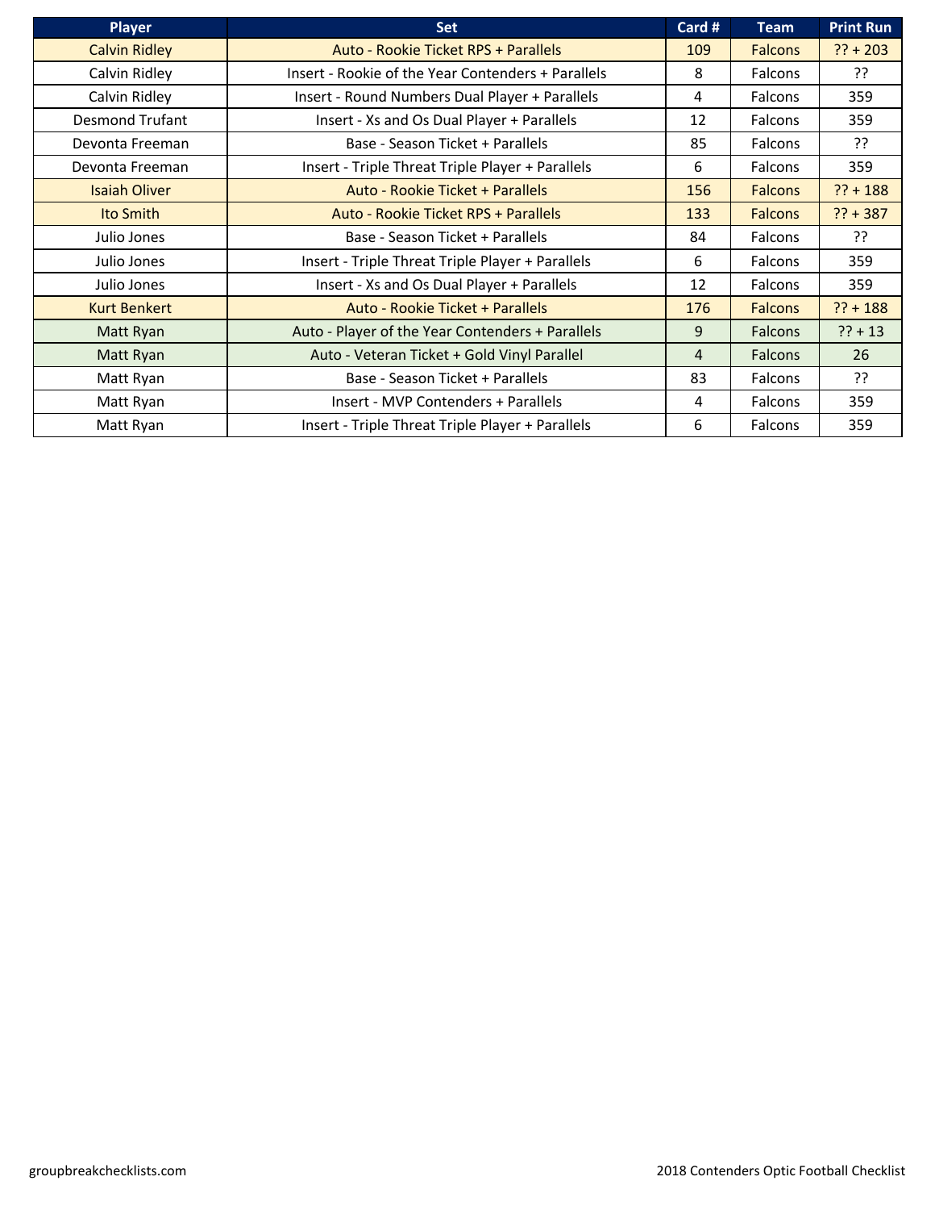| Player | Set | Card # | Team | Print Run |
| --- | --- | --- | --- | --- |
| Calvin Ridley | Auto - Rookie Ticket RPS + Parallels | 109 | Falcons | ?? + 203 |
| Calvin Ridley | Insert - Rookie of the Year Contenders + Parallels | 8 | Falcons | ?? |
| Calvin Ridley | Insert - Round Numbers Dual Player + Parallels | 4 | Falcons | 359 |
| Desmond Trufant | Insert - Xs and Os Dual Player + Parallels | 12 | Falcons | 359 |
| Devonta Freeman | Base - Season Ticket + Parallels | 85 | Falcons | ?? |
| Devonta Freeman | Insert - Triple Threat Triple Player + Parallels | 6 | Falcons | 359 |
| Isaiah Oliver | Auto - Rookie Ticket + Parallels | 156 | Falcons | ?? + 188 |
| Ito Smith | Auto - Rookie Ticket RPS + Parallels | 133 | Falcons | ?? + 387 |
| Julio Jones | Base - Season Ticket + Parallels | 84 | Falcons | ?? |
| Julio Jones | Insert - Triple Threat Triple Player + Parallels | 6 | Falcons | 359 |
| Julio Jones | Insert - Xs and Os Dual Player + Parallels | 12 | Falcons | 359 |
| Kurt Benkert | Auto - Rookie Ticket + Parallels | 176 | Falcons | ?? + 188 |
| Matt Ryan | Auto - Player of the Year Contenders + Parallels | 9 | Falcons | ?? + 13 |
| Matt Ryan | Auto - Veteran Ticket + Gold Vinyl Parallel | 4 | Falcons | 26 |
| Matt Ryan | Base - Season Ticket + Parallels | 83 | Falcons | ?? |
| Matt Ryan | Insert - MVP Contenders + Parallels | 4 | Falcons | 359 |
| Matt Ryan | Insert - Triple Threat Triple Player + Parallels | 6 | Falcons | 359 |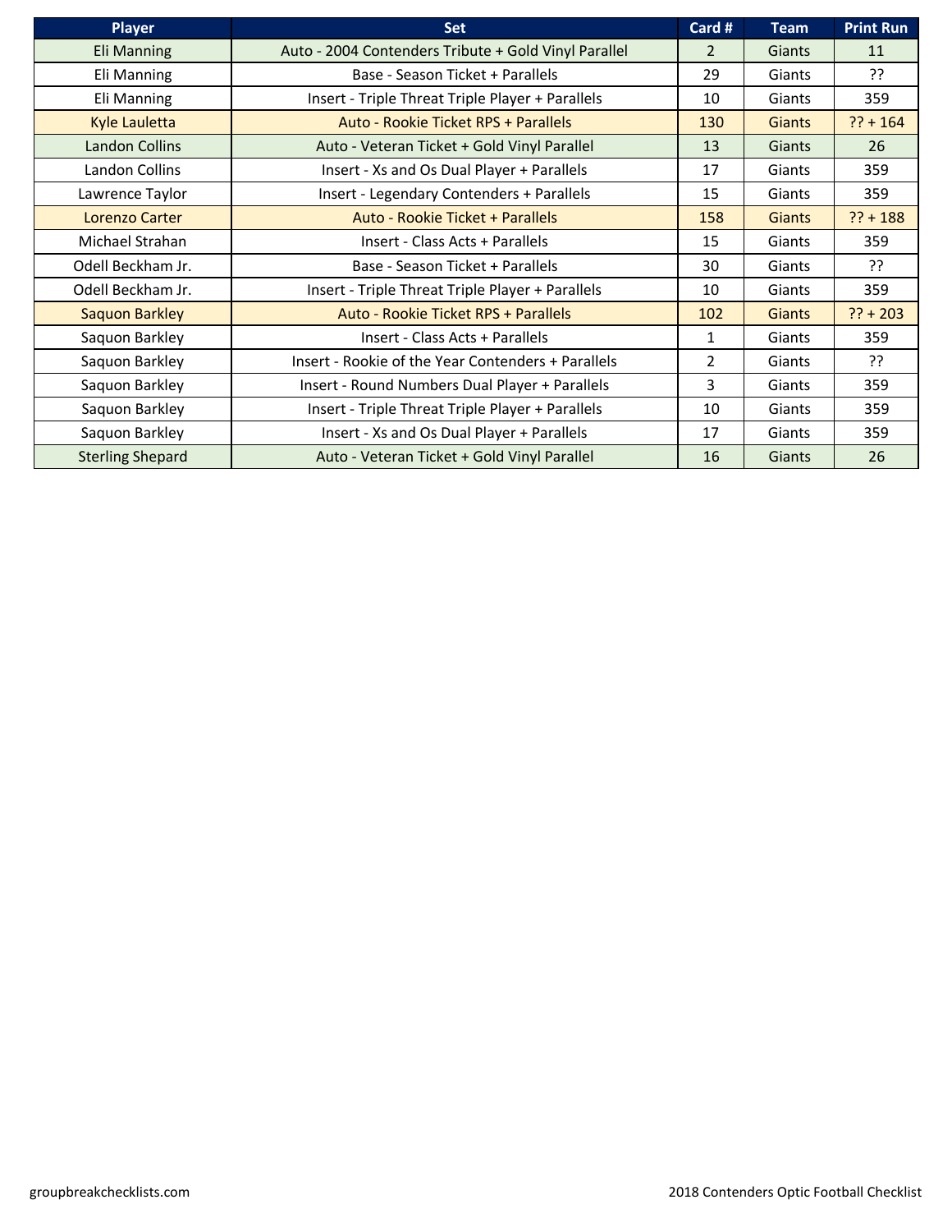| Player | Set | Card # | Team | Print Run |
| --- | --- | --- | --- | --- |
| Eli Manning | Auto - 2004 Contenders Tribute + Gold Vinyl Parallel | 2 | Giants | 11 |
| Eli Manning | Base - Season Ticket + Parallels | 29 | Giants | ?? |
| Eli Manning | Insert - Triple Threat Triple Player + Parallels | 10 | Giants | 359 |
| Kyle Lauletta | Auto - Rookie Ticket RPS + Parallels | 130 | Giants | ?? + 164 |
| Landon Collins | Auto - Veteran Ticket + Gold Vinyl Parallel | 13 | Giants | 26 |
| Landon Collins | Insert - Xs and Os Dual Player + Parallels | 17 | Giants | 359 |
| Lawrence Taylor | Insert - Legendary Contenders + Parallels | 15 | Giants | 359 |
| Lorenzo Carter | Auto - Rookie Ticket + Parallels | 158 | Giants | ?? + 188 |
| Michael Strahan | Insert - Class Acts + Parallels | 15 | Giants | 359 |
| Odell Beckham Jr. | Base - Season Ticket + Parallels | 30 | Giants | ?? |
| Odell Beckham Jr. | Insert - Triple Threat Triple Player + Parallels | 10 | Giants | 359 |
| Saquon Barkley | Auto - Rookie Ticket RPS + Parallels | 102 | Giants | ?? + 203 |
| Saquon Barkley | Insert - Class Acts + Parallels | 1 | Giants | 359 |
| Saquon Barkley | Insert - Rookie of the Year Contenders + Parallels | 2 | Giants | ?? |
| Saquon Barkley | Insert - Round Numbers Dual Player + Parallels | 3 | Giants | 359 |
| Saquon Barkley | Insert - Triple Threat Triple Player + Parallels | 10 | Giants | 359 |
| Saquon Barkley | Insert - Xs and Os Dual Player + Parallels | 17 | Giants | 359 |
| Sterling Shepard | Auto - Veteran Ticket + Gold Vinyl Parallel | 16 | Giants | 26 |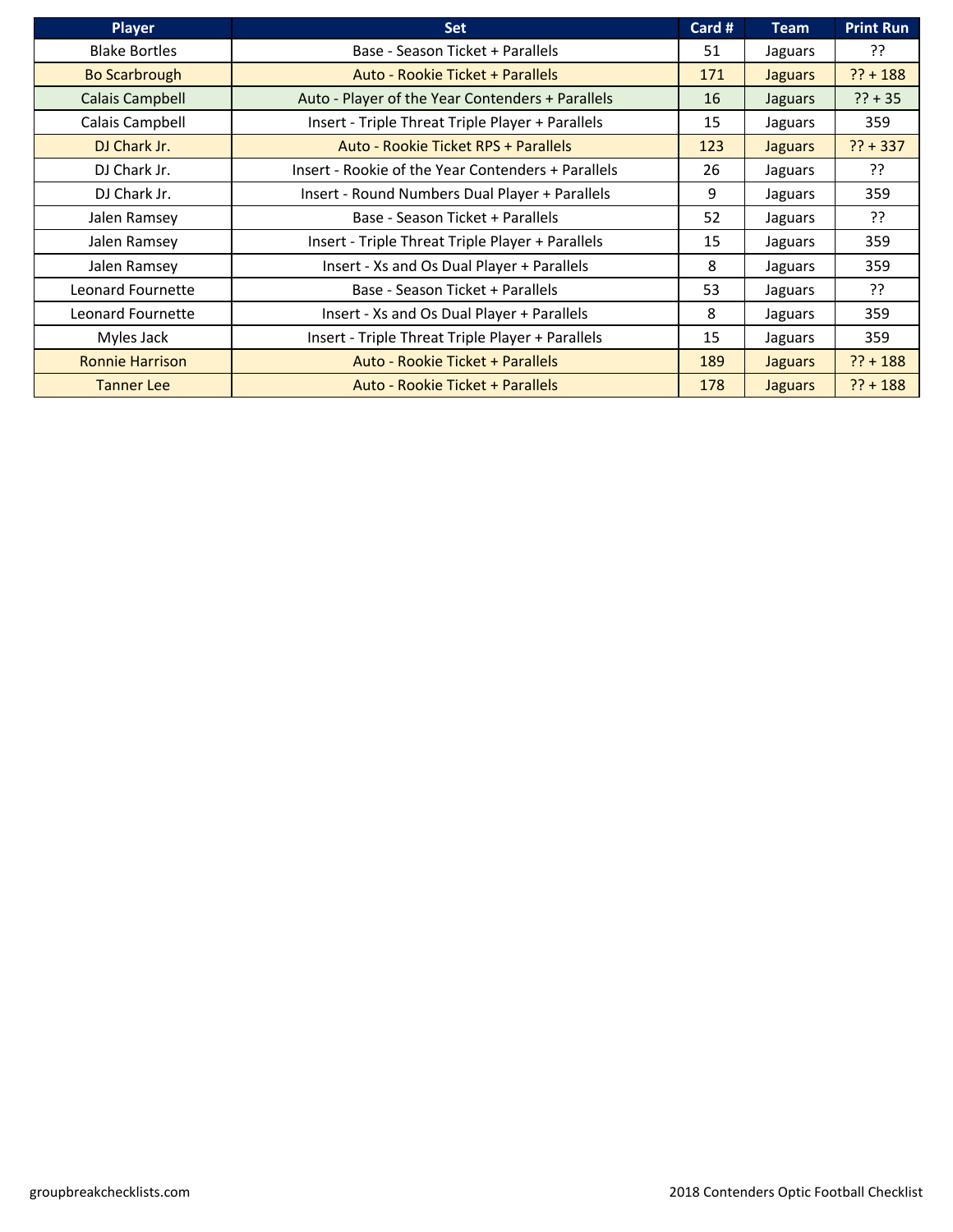| Player | Set | Card # | Team | Print Run |
|---|---|---|---|---|
| Blake Bortles | Base - Season Ticket + Parallels | 51 | Jaguars | ?? |
| Bo Scarbrough | Auto - Rookie Ticket + Parallels | 171 | Jaguars | ?? + 188 |
| Calais Campbell | Auto - Player of the Year Contenders + Parallels | 16 | Jaguars | ?? + 35 |
| Calais Campbell | Insert - Triple Threat Triple Player + Parallels | 15 | Jaguars | 359 |
| DJ Chark Jr. | Auto - Rookie Ticket RPS + Parallels | 123 | Jaguars | ?? + 337 |
| DJ Chark Jr. | Insert - Rookie of the Year Contenders + Parallels | 26 | Jaguars | ?? |
| DJ Chark Jr. | Insert - Round Numbers Dual Player + Parallels | 9 | Jaguars | 359 |
| Jalen Ramsey | Base - Season Ticket + Parallels | 52 | Jaguars | ?? |
| Jalen Ramsey | Insert - Triple Threat Triple Player + Parallels | 15 | Jaguars | 359 |
| Jalen Ramsey | Insert - Xs and Os Dual Player + Parallels | 8 | Jaguars | 359 |
| Leonard Fournette | Base - Season Ticket + Parallels | 53 | Jaguars | ?? |
| Leonard Fournette | Insert - Xs and Os Dual Player + Parallels | 8 | Jaguars | 359 |
| Myles Jack | Insert - Triple Threat Triple Player + Parallels | 15 | Jaguars | 359 |
| Ronnie Harrison | Auto - Rookie Ticket + Parallels | 189 | Jaguars | ?? + 188 |
| Tanner Lee | Auto - Rookie Ticket + Parallels | 178 | Jaguars | ?? + 188 |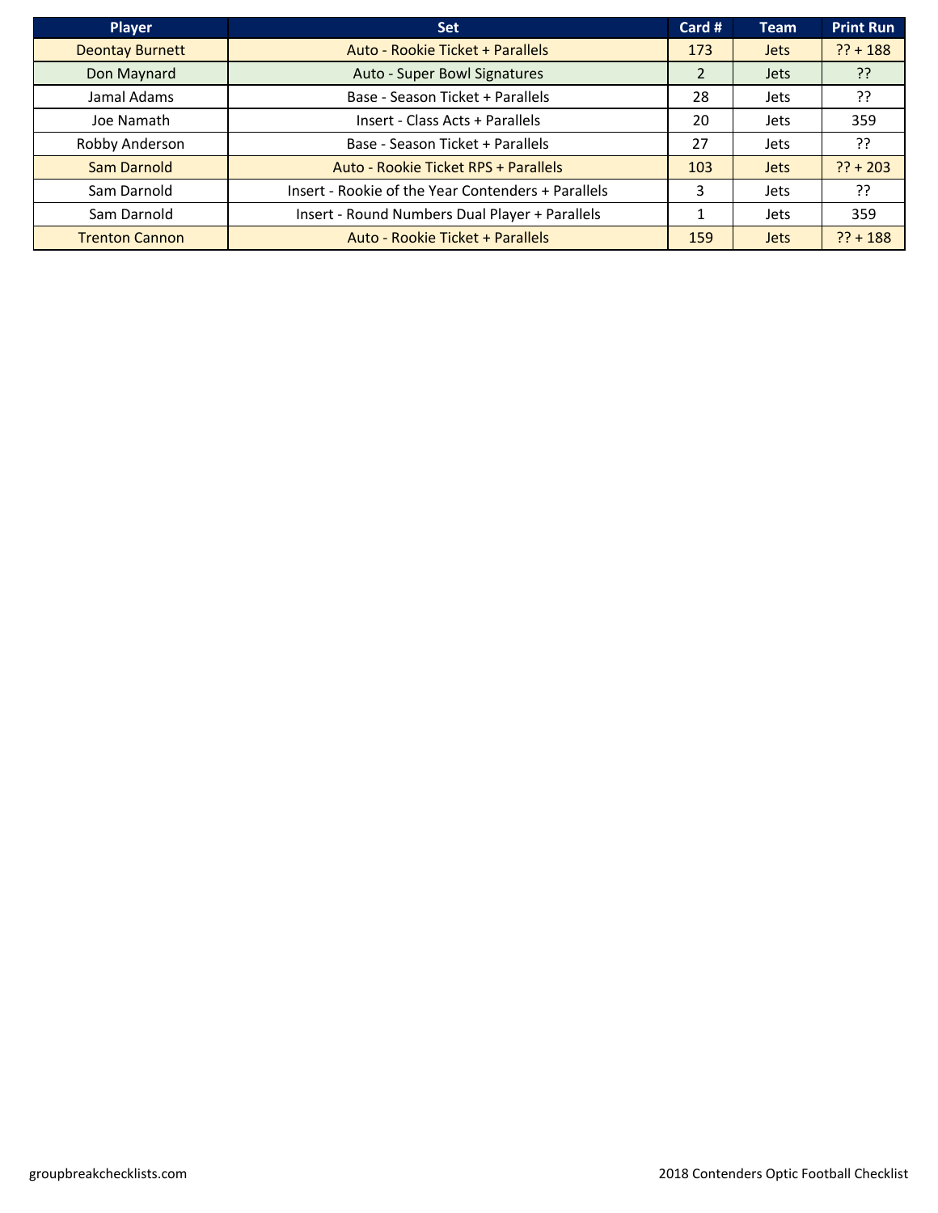| Player | Set | Card # | Team | Print Run |
| --- | --- | --- | --- | --- |
| Deontay Burnett | Auto - Rookie Ticket + Parallels | 173 | Jets | ?? + 188 |
| Don Maynard | Auto - Super Bowl Signatures | 2 | Jets | ?? |
| Jamal Adams | Base - Season Ticket + Parallels | 28 | Jets | ?? |
| Joe Namath | Insert - Class Acts + Parallels | 20 | Jets | 359 |
| Robby Anderson | Base - Season Ticket + Parallels | 27 | Jets | ?? |
| Sam Darnold | Auto - Rookie Ticket RPS + Parallels | 103 | Jets | ?? + 203 |
| Sam Darnold | Insert - Rookie of the Year Contenders + Parallels | 3 | Jets | ?? |
| Sam Darnold | Insert - Round Numbers Dual Player + Parallels | 1 | Jets | 359 |
| Trenton Cannon | Auto - Rookie Ticket + Parallels | 159 | Jets | ?? + 188 |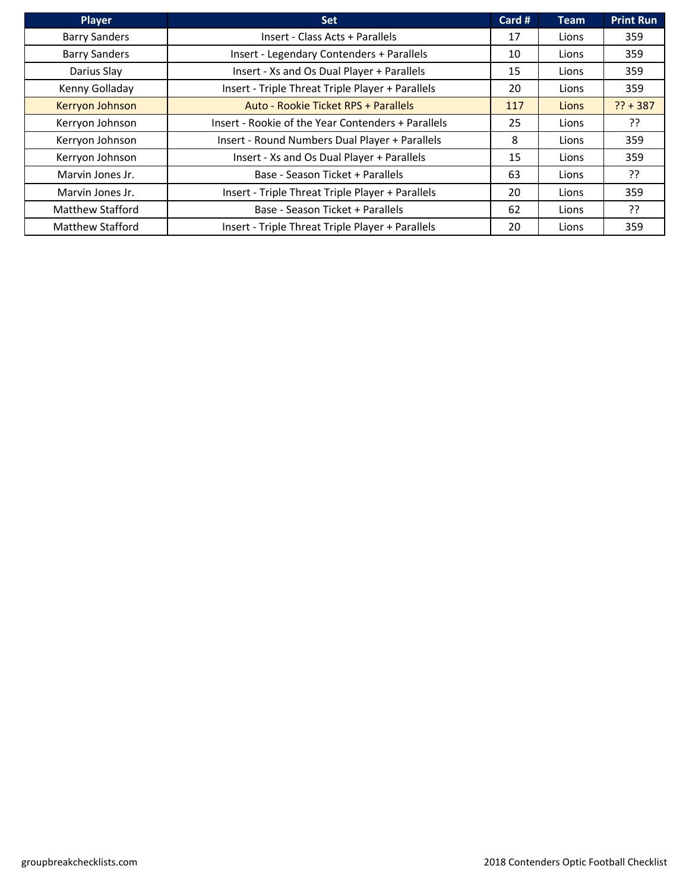| Player | Set | Card # | Team | Print Run |
|---|---|---|---|---|
| Barry Sanders | Insert - Class Acts + Parallels | 17 | Lions | 359 |
| Barry Sanders | Insert - Legendary Contenders + Parallels | 10 | Lions | 359 |
| Darius Slay | Insert - Xs and Os Dual Player + Parallels | 15 | Lions | 359 |
| Kenny Golladay | Insert - Triple Threat Triple Player + Parallels | 20 | Lions | 359 |
| Kerryon Johnson | Auto - Rookie Ticket RPS + Parallels | 117 | Lions | ?? + 387 |
| Kerryon Johnson | Insert - Rookie of the Year Contenders + Parallels | 25 | Lions | ?? |
| Kerryon Johnson | Insert - Round Numbers Dual Player + Parallels | 8 | Lions | 359 |
| Kerryon Johnson | Insert - Xs and Os Dual Player + Parallels | 15 | Lions | 359 |
| Marvin Jones Jr. | Base - Season Ticket + Parallels | 63 | Lions | ?? |
| Marvin Jones Jr. | Insert - Triple Threat Triple Player + Parallels | 20 | Lions | 359 |
| Matthew Stafford | Base - Season Ticket + Parallels | 62 | Lions | ?? |
| Matthew Stafford | Insert - Triple Threat Triple Player + Parallels | 20 | Lions | 359 |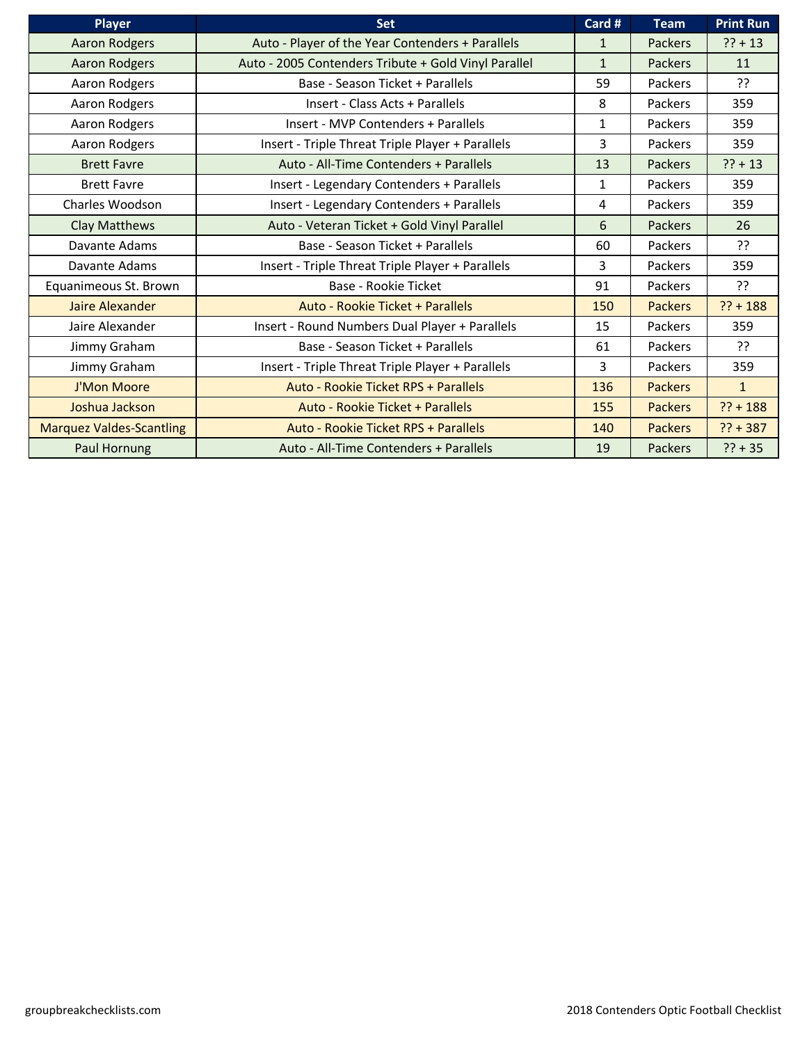| Player | Set | Card # | Team | Print Run |
|---|---|---|---|---|
| Aaron Rodgers | Auto - Player of the Year Contenders + Parallels | 1 | Packers | ?? + 13 |
| Aaron Rodgers | Auto - 2005 Contenders Tribute + Gold Vinyl Parallel | 1 | Packers | 11 |
| Aaron Rodgers | Base - Season Ticket + Parallels | 59 | Packers | ?? |
| Aaron Rodgers | Insert - Class Acts + Parallels | 8 | Packers | 359 |
| Aaron Rodgers | Insert - MVP Contenders + Parallels | 1 | Packers | 359 |
| Aaron Rodgers | Insert - Triple Threat Triple Player + Parallels | 3 | Packers | 359 |
| Brett Favre | Auto - All-Time Contenders + Parallels | 13 | Packers | ?? + 13 |
| Brett Favre | Insert - Legendary Contenders + Parallels | 1 | Packers | 359 |
| Charles Woodson | Insert - Legendary Contenders + Parallels | 4 | Packers | 359 |
| Clay Matthews | Auto - Veteran Ticket + Gold Vinyl Parallel | 6 | Packers | 26 |
| Davante Adams | Base - Season Ticket + Parallels | 60 | Packers | ?? |
| Davante Adams | Insert - Triple Threat Triple Player + Parallels | 3 | Packers | 359 |
| Equanimeous St. Brown | Base - Rookie Ticket | 91 | Packers | ?? |
| Jaire Alexander | Auto - Rookie Ticket + Parallels | 150 | Packers | ?? + 188 |
| Jaire Alexander | Insert - Round Numbers Dual Player + Parallels | 15 | Packers | 359 |
| Jimmy Graham | Base - Season Ticket + Parallels | 61 | Packers | ?? |
| Jimmy Graham | Insert - Triple Threat Triple Player + Parallels | 3 | Packers | 359 |
| J'Mon Moore | Auto - Rookie Ticket RPS + Parallels | 136 | Packers | 1 |
| Joshua Jackson | Auto - Rookie Ticket + Parallels | 155 | Packers | ?? + 188 |
| Marquez Valdes-Scantling | Auto - Rookie Ticket RPS + Parallels | 140 | Packers | ?? + 387 |
| Paul Hornung | Auto - All-Time Contenders + Parallels | 19 | Packers | ?? + 35 |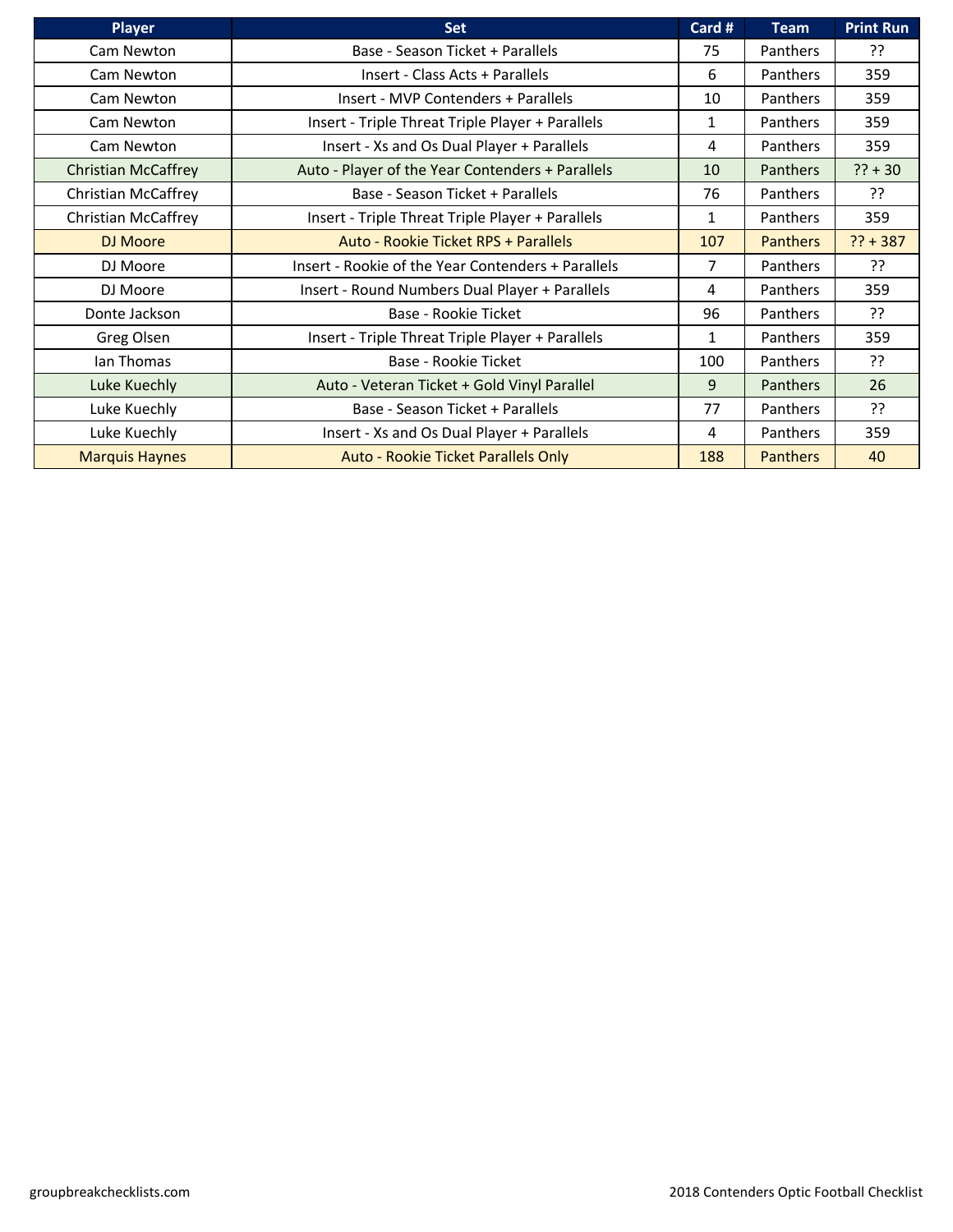| Player | Set | Card # | Team | Print Run |
|---|---|---|---|---|
| Cam Newton | Base - Season Ticket + Parallels | 75 | Panthers | ?? |
| Cam Newton | Insert - Class Acts + Parallels | 6 | Panthers | 359 |
| Cam Newton | Insert - MVP Contenders + Parallels | 10 | Panthers | 359 |
| Cam Newton | Insert - Triple Threat Triple Player + Parallels | 1 | Panthers | 359 |
| Cam Newton | Insert - Xs and Os Dual Player + Parallels | 4 | Panthers | 359 |
| Christian McCaffrey | Auto - Player of the Year Contenders + Parallels | 10 | Panthers | ?? + 30 |
| Christian McCaffrey | Base - Season Ticket + Parallels | 76 | Panthers | ?? |
| Christian McCaffrey | Insert - Triple Threat Triple Player + Parallels | 1 | Panthers | 359 |
| DJ Moore | Auto - Rookie Ticket RPS + Parallels | 107 | Panthers | ?? + 387 |
| DJ Moore | Insert - Rookie of the Year Contenders + Parallels | 7 | Panthers | ?? |
| DJ Moore | Insert - Round Numbers Dual Player + Parallels | 4 | Panthers | 359 |
| Donte Jackson | Base - Rookie Ticket | 96 | Panthers | ?? |
| Greg Olsen | Insert - Triple Threat Triple Player + Parallels | 1 | Panthers | 359 |
| Ian Thomas | Base - Rookie Ticket | 100 | Panthers | ?? |
| Luke Kuechly | Auto - Veteran Ticket + Gold Vinyl Parallel | 9 | Panthers | 26 |
| Luke Kuechly | Base - Season Ticket + Parallels | 77 | Panthers | ?? |
| Luke Kuechly | Insert - Xs and Os Dual Player + Parallels | 4 | Panthers | 359 |
| Marquis Haynes | Auto - Rookie Ticket Parallels Only | 188 | Panthers | 40 |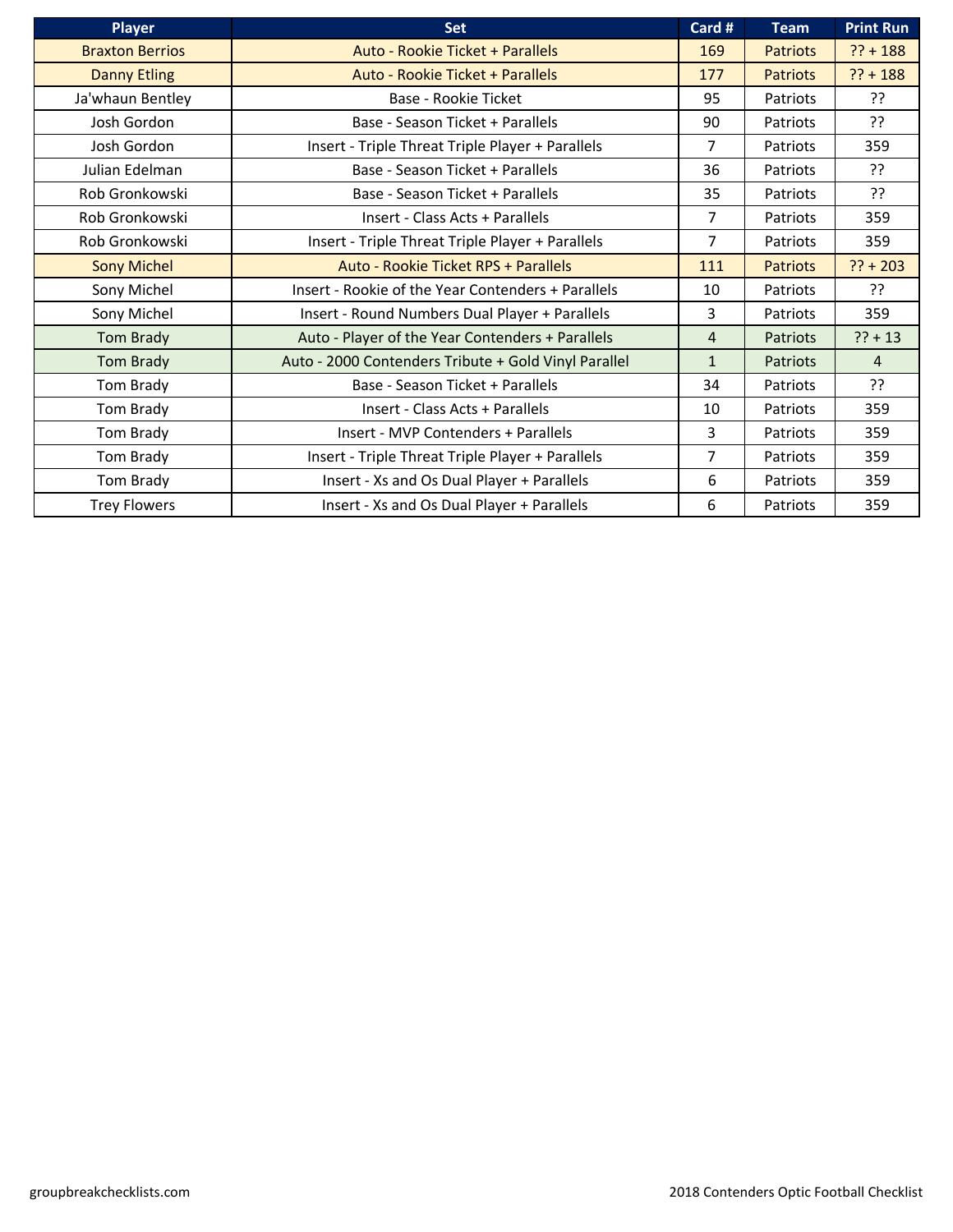| Player | Set | Card # | Team | Print Run |
| --- | --- | --- | --- | --- |
| Braxton Berrios | Auto - Rookie Ticket + Parallels | 169 | Patriots | ?? + 188 |
| Danny Etling | Auto - Rookie Ticket + Parallels | 177 | Patriots | ?? + 188 |
| Ja'whaun Bentley | Base - Rookie Ticket | 95 | Patriots | ?? |
| Josh Gordon | Base - Season Ticket + Parallels | 90 | Patriots | ?? |
| Josh Gordon | Insert - Triple Threat Triple Player + Parallels | 7 | Patriots | 359 |
| Julian Edelman | Base - Season Ticket + Parallels | 36 | Patriots | ?? |
| Rob Gronkowski | Base - Season Ticket + Parallels | 35 | Patriots | ?? |
| Rob Gronkowski | Insert - Class Acts + Parallels | 7 | Patriots | 359 |
| Rob Gronkowski | Insert - Triple Threat Triple Player + Parallels | 7 | Patriots | 359 |
| Sony Michel | Auto - Rookie Ticket RPS + Parallels | 111 | Patriots | ?? + 203 |
| Sony Michel | Insert - Rookie of the Year Contenders + Parallels | 10 | Patriots | ?? |
| Sony Michel | Insert - Round Numbers Dual Player + Parallels | 3 | Patriots | 359 |
| Tom Brady | Auto - Player of the Year Contenders + Parallels | 4 | Patriots | ?? + 13 |
| Tom Brady | Auto - 2000 Contenders Tribute + Gold Vinyl Parallel | 1 | Patriots | 4 |
| Tom Brady | Base - Season Ticket + Parallels | 34 | Patriots | ?? |
| Tom Brady | Insert - Class Acts + Parallels | 10 | Patriots | 359 |
| Tom Brady | Insert - MVP Contenders + Parallels | 3 | Patriots | 359 |
| Tom Brady | Insert - Triple Threat Triple Player + Parallels | 7 | Patriots | 359 |
| Tom Brady | Insert - Xs and Os Dual Player + Parallels | 6 | Patriots | 359 |
| Trey Flowers | Insert - Xs and Os Dual Player + Parallels | 6 | Patriots | 359 |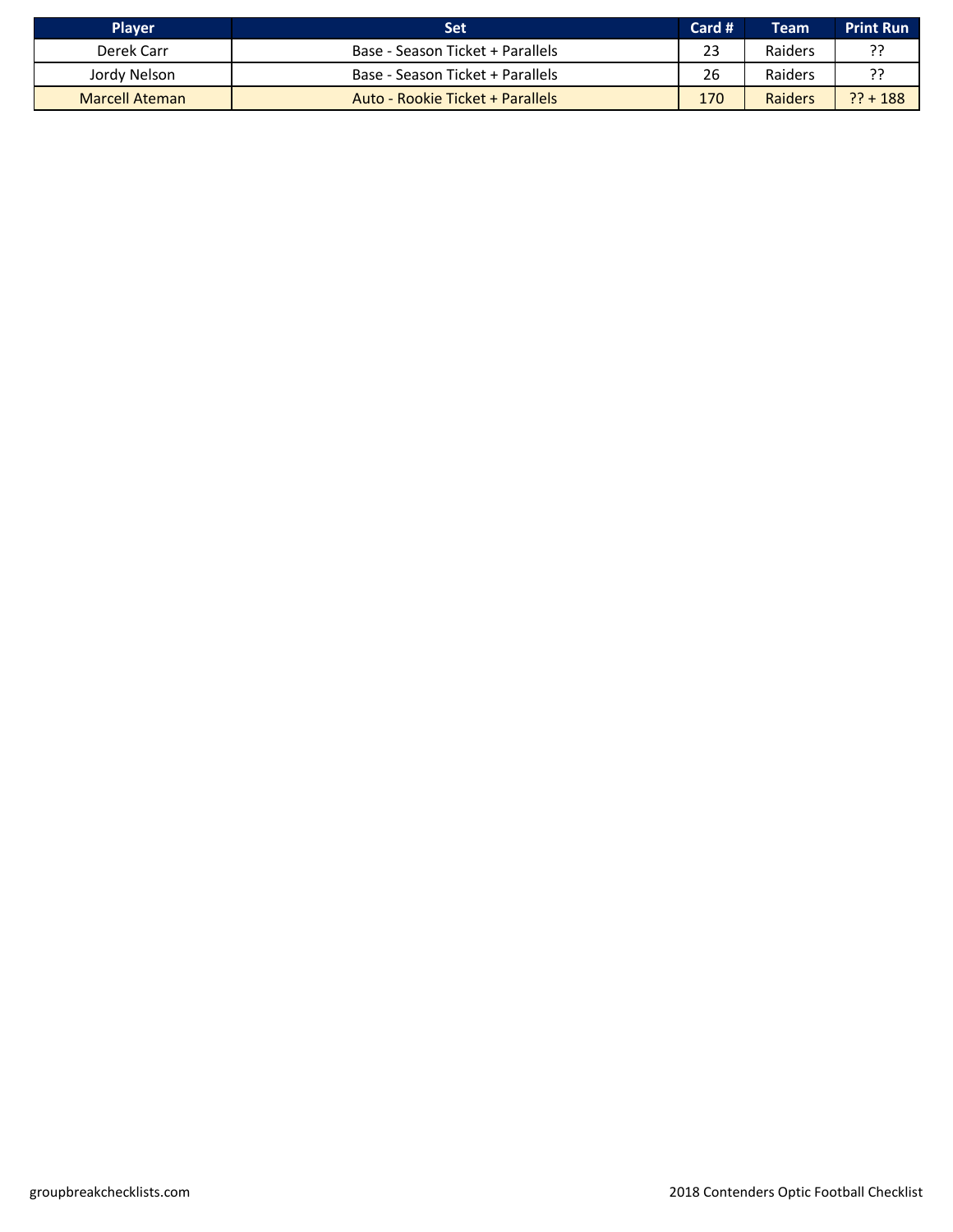| Player | Set | Card # | Team | Print Run |
| --- | --- | --- | --- | --- |
| Derek Carr | Base - Season Ticket + Parallels | 23 | Raiders | ?? |
| Jordy Nelson | Base - Season Ticket + Parallels | 26 | Raiders | ?? |
| Marcell Ateman | Auto - Rookie Ticket + Parallels | 170 | Raiders | ?? + 188 |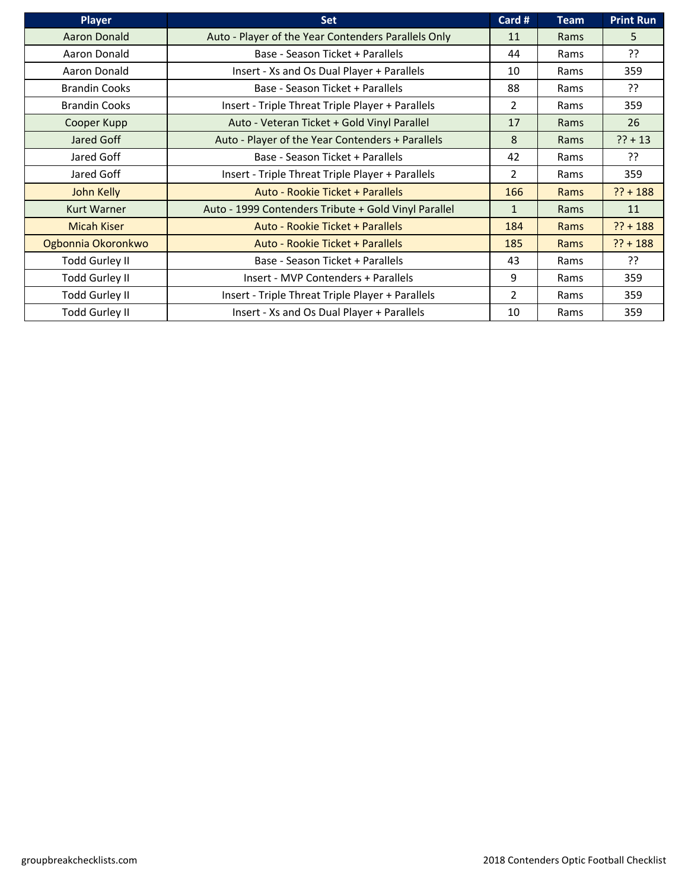| Player | Set | Card # | Team | Print Run |
|---|---|---|---|---|
| Aaron Donald | Auto - Player of the Year Contenders Parallels Only | 11 | Rams | 5 |
| Aaron Donald | Base - Season Ticket + Parallels | 44 | Rams | ?? |
| Aaron Donald | Insert - Xs and Os Dual Player + Parallels | 10 | Rams | 359 |
| Brandin Cooks | Base - Season Ticket + Parallels | 88 | Rams | ?? |
| Brandin Cooks | Insert - Triple Threat Triple Player + Parallels | 2 | Rams | 359 |
| Cooper Kupp | Auto - Veteran Ticket + Gold Vinyl Parallel | 17 | Rams | 26 |
| Jared Goff | Auto - Player of the Year Contenders + Parallels | 8 | Rams | ?? + 13 |
| Jared Goff | Base - Season Ticket + Parallels | 42 | Rams | ?? |
| Jared Goff | Insert - Triple Threat Triple Player + Parallels | 2 | Rams | 359 |
| John Kelly | Auto - Rookie Ticket + Parallels | 166 | Rams | ?? + 188 |
| Kurt Warner | Auto - 1999 Contenders Tribute + Gold Vinyl Parallel | 1 | Rams | 11 |
| Micah Kiser | Auto - Rookie Ticket + Parallels | 184 | Rams | ?? + 188 |
| Ogbonnia Okoronkwo | Auto - Rookie Ticket + Parallels | 185 | Rams | ?? + 188 |
| Todd Gurley II | Base - Season Ticket + Parallels | 43 | Rams | ?? |
| Todd Gurley II | Insert - MVP Contenders + Parallels | 9 | Rams | 359 |
| Todd Gurley II | Insert - Triple Threat Triple Player + Parallels | 2 | Rams | 359 |
| Todd Gurley II | Insert - Xs and Os Dual Player + Parallels | 10 | Rams | 359 |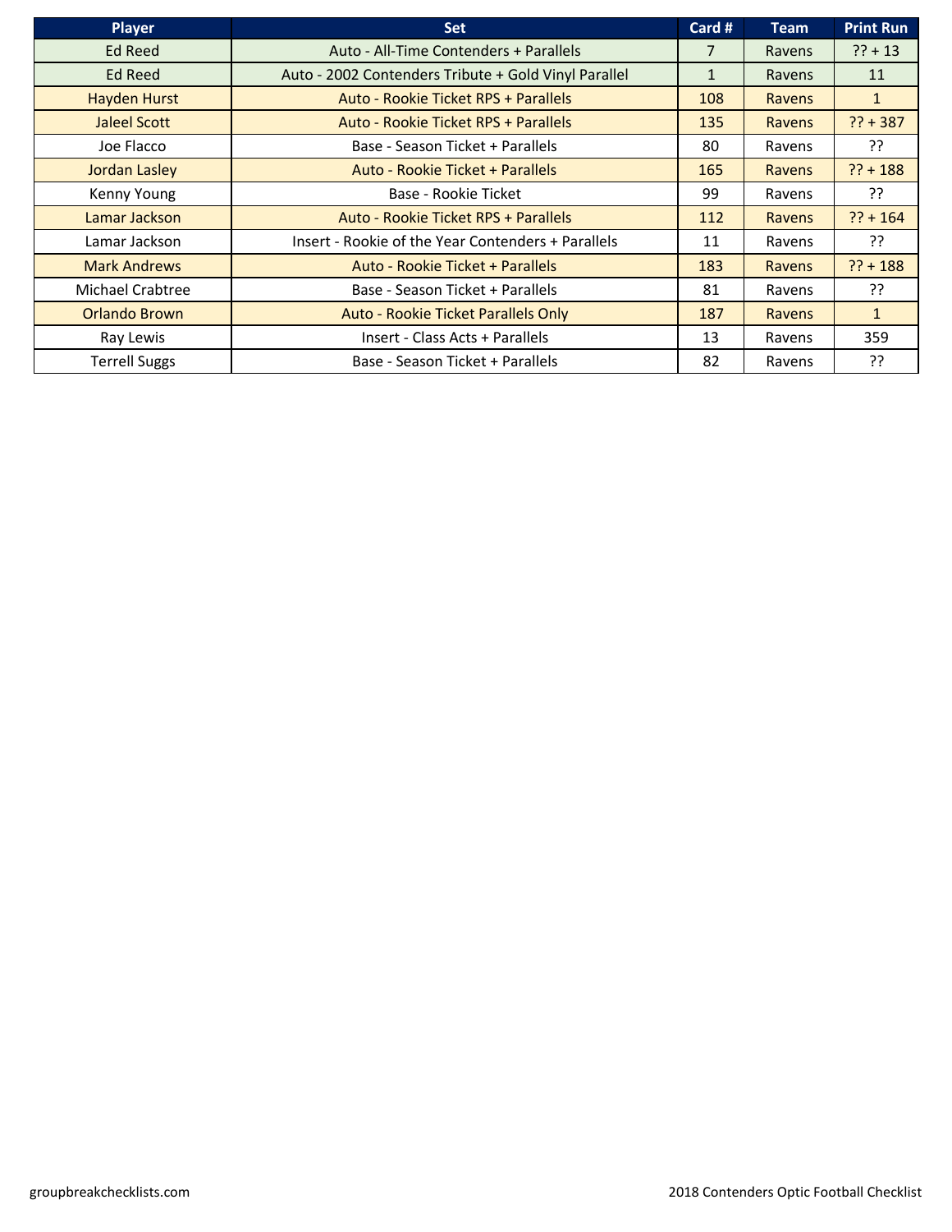| Player | Set | Card # | Team | Print Run |
| --- | --- | --- | --- | --- |
| Ed Reed | Auto - All-Time Contenders + Parallels | 7 | Ravens | ?? + 13 |
| Ed Reed | Auto - 2002 Contenders Tribute + Gold Vinyl Parallel | 1 | Ravens | 11 |
| Hayden Hurst | Auto - Rookie Ticket RPS + Parallels | 108 | Ravens | 1 |
| Jaleel Scott | Auto - Rookie Ticket RPS + Parallels | 135 | Ravens | ?? + 387 |
| Joe Flacco | Base - Season Ticket + Parallels | 80 | Ravens | ?? |
| Jordan Lasley | Auto - Rookie Ticket + Parallels | 165 | Ravens | ?? + 188 |
| Kenny Young | Base - Rookie Ticket | 99 | Ravens | ?? |
| Lamar Jackson | Auto - Rookie Ticket RPS + Parallels | 112 | Ravens | ?? + 164 |
| Lamar Jackson | Insert - Rookie of the Year Contenders + Parallels | 11 | Ravens | ?? |
| Mark Andrews | Auto - Rookie Ticket + Parallels | 183 | Ravens | ?? + 188 |
| Michael Crabtree | Base - Season Ticket + Parallels | 81 | Ravens | ?? |
| Orlando Brown | Auto - Rookie Ticket Parallels Only | 187 | Ravens | 1 |
| Ray Lewis | Insert - Class Acts + Parallels | 13 | Ravens | 359 |
| Terrell Suggs | Base - Season Ticket + Parallels | 82 | Ravens | ?? |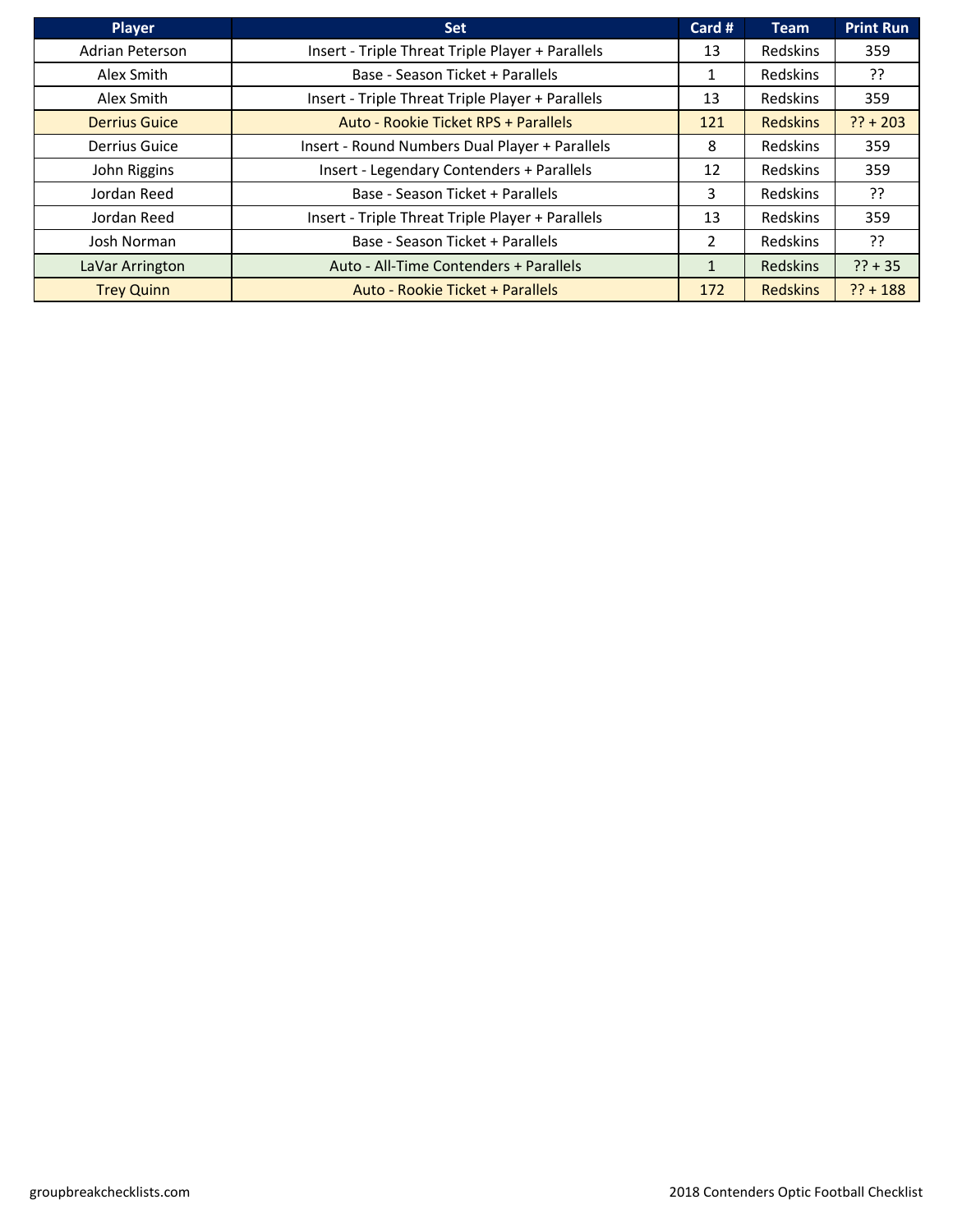| Player | Set | Card # | Team | Print Run |
| --- | --- | --- | --- | --- |
| Adrian Peterson | Insert - Triple Threat Triple Player + Parallels | 13 | Redskins | 359 |
| Alex Smith | Base - Season Ticket + Parallels | 1 | Redskins | ?? |
| Alex Smith | Insert - Triple Threat Triple Player + Parallels | 13 | Redskins | 359 |
| Derrius Guice | Auto - Rookie Ticket RPS + Parallels | 121 | Redskins | ?? + 203 |
| Derrius Guice | Insert - Round Numbers Dual Player + Parallels | 8 | Redskins | 359 |
| John Riggins | Insert - Legendary Contenders + Parallels | 12 | Redskins | 359 |
| Jordan Reed | Base - Season Ticket + Parallels | 3 | Redskins | ?? |
| Jordan Reed | Insert - Triple Threat Triple Player + Parallels | 13 | Redskins | 359 |
| Josh Norman | Base - Season Ticket + Parallels | 2 | Redskins | ?? |
| LaVar Arrington | Auto - All-Time Contenders + Parallels | 1 | Redskins | ?? + 35 |
| Trey Quinn | Auto - Rookie Ticket + Parallels | 172 | Redskins | ?? + 188 |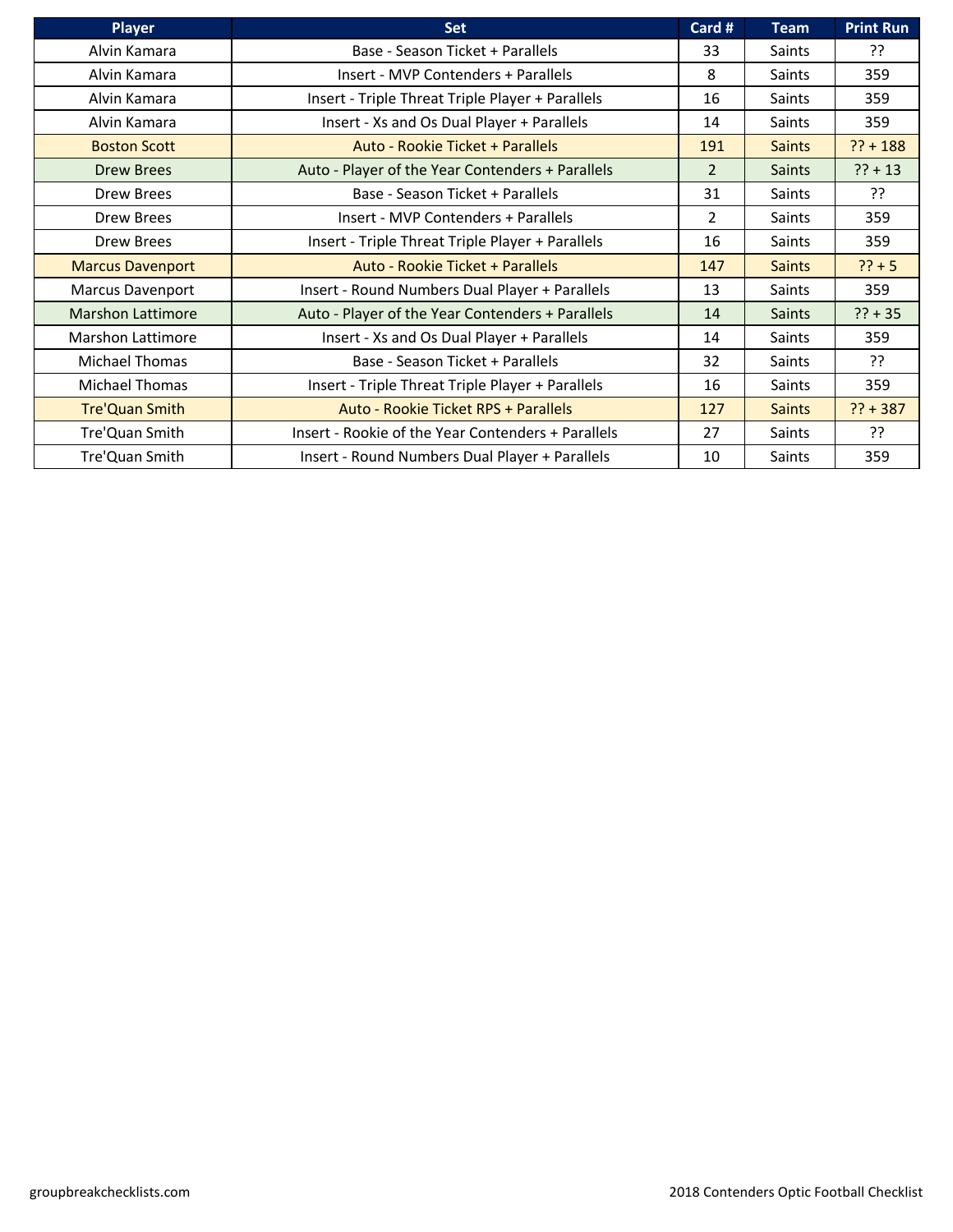| Player | Set | Card # | Team | Print Run |
| --- | --- | --- | --- | --- |
| Alvin Kamara | Base - Season Ticket + Parallels | 33 | Saints | ?? |
| Alvin Kamara | Insert - MVP Contenders + Parallels | 8 | Saints | 359 |
| Alvin Kamara | Insert - Triple Threat Triple Player + Parallels | 16 | Saints | 359 |
| Alvin Kamara | Insert - Xs and Os Dual Player + Parallels | 14 | Saints | 359 |
| Boston Scott | Auto - Rookie Ticket + Parallels | 191 | Saints | ?? + 188 |
| Drew Brees | Auto - Player of the Year Contenders + Parallels | 2 | Saints | ?? + 13 |
| Drew Brees | Base - Season Ticket + Parallels | 31 | Saints | ?? |
| Drew Brees | Insert - MVP Contenders + Parallels | 2 | Saints | 359 |
| Drew Brees | Insert - Triple Threat Triple Player + Parallels | 16 | Saints | 359 |
| Marcus Davenport | Auto - Rookie Ticket + Parallels | 147 | Saints | ?? + 5 |
| Marcus Davenport | Insert - Round Numbers Dual Player + Parallels | 13 | Saints | 359 |
| Marshon Lattimore | Auto - Player of the Year Contenders + Parallels | 14 | Saints | ?? + 35 |
| Marshon Lattimore | Insert - Xs and Os Dual Player + Parallels | 14 | Saints | 359 |
| Michael Thomas | Base - Season Ticket + Parallels | 32 | Saints | ?? |
| Michael Thomas | Insert - Triple Threat Triple Player + Parallels | 16 | Saints | 359 |
| Tre'Quan Smith | Auto - Rookie Ticket RPS + Parallels | 127 | Saints | ?? + 387 |
| Tre'Quan Smith | Insert - Rookie of the Year Contenders + Parallels | 27 | Saints | ?? |
| Tre'Quan Smith | Insert - Round Numbers Dual Player + Parallels | 10 | Saints | 359 |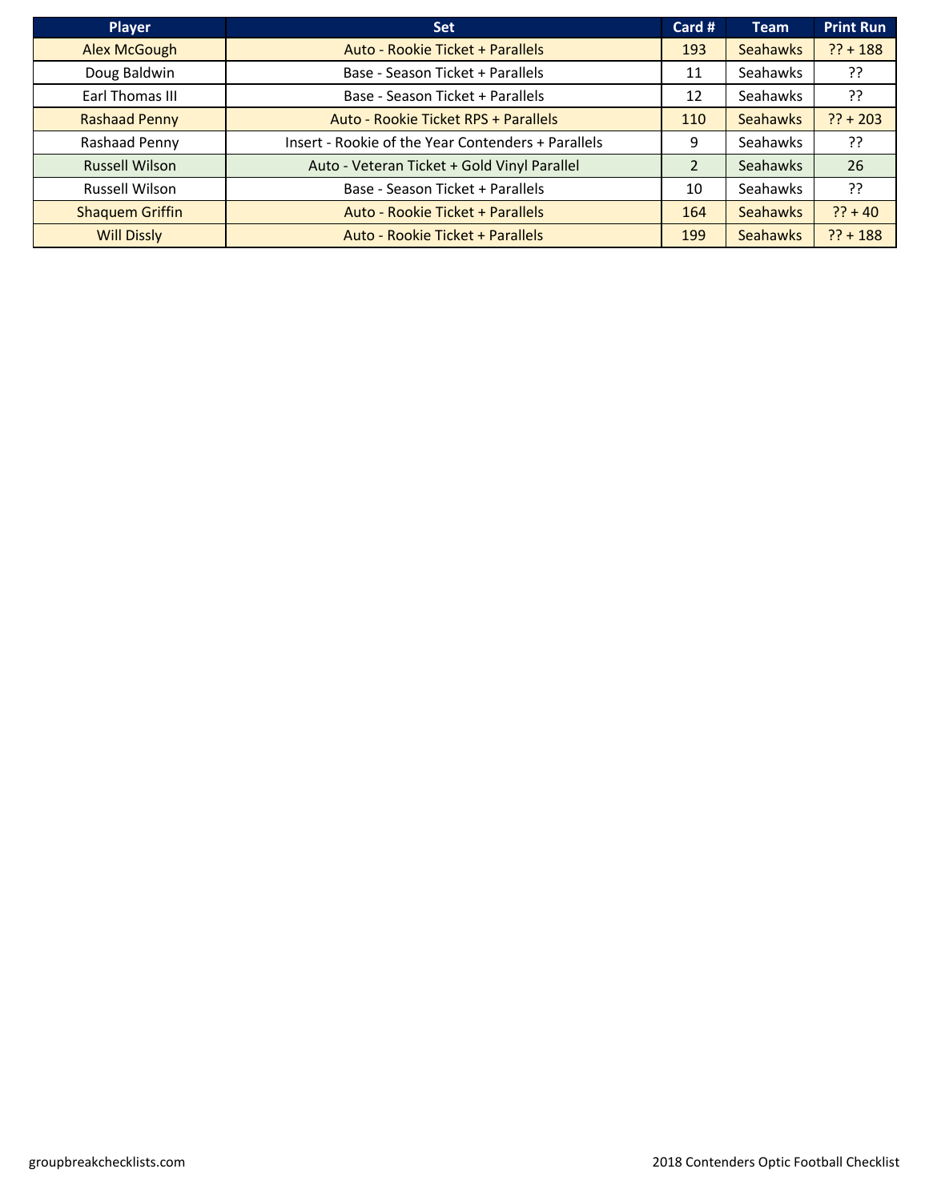| Player | Set | Card # | Team | Print Run |
|---|---|---|---|---|
| Alex McGough | Auto - Rookie Ticket + Parallels | 193 | Seahawks | ?? + 188 |
| Doug Baldwin | Base - Season Ticket + Parallels | 11 | Seahawks | ?? |
| Earl Thomas III | Base - Season Ticket + Parallels | 12 | Seahawks | ?? |
| Rashaad Penny | Auto - Rookie Ticket RPS + Parallels | 110 | Seahawks | ?? + 203 |
| Rashaad Penny | Insert - Rookie of the Year Contenders + Parallels | 9 | Seahawks | ?? |
| Russell Wilson | Auto - Veteran Ticket + Gold Vinyl Parallel | 2 | Seahawks | 26 |
| Russell Wilson | Base - Season Ticket + Parallels | 10 | Seahawks | ?? |
| Shaquem Griffin | Auto - Rookie Ticket + Parallels | 164 | Seahawks | ?? + 40 |
| Will Dissly | Auto - Rookie Ticket + Parallels | 199 | Seahawks | ?? + 188 |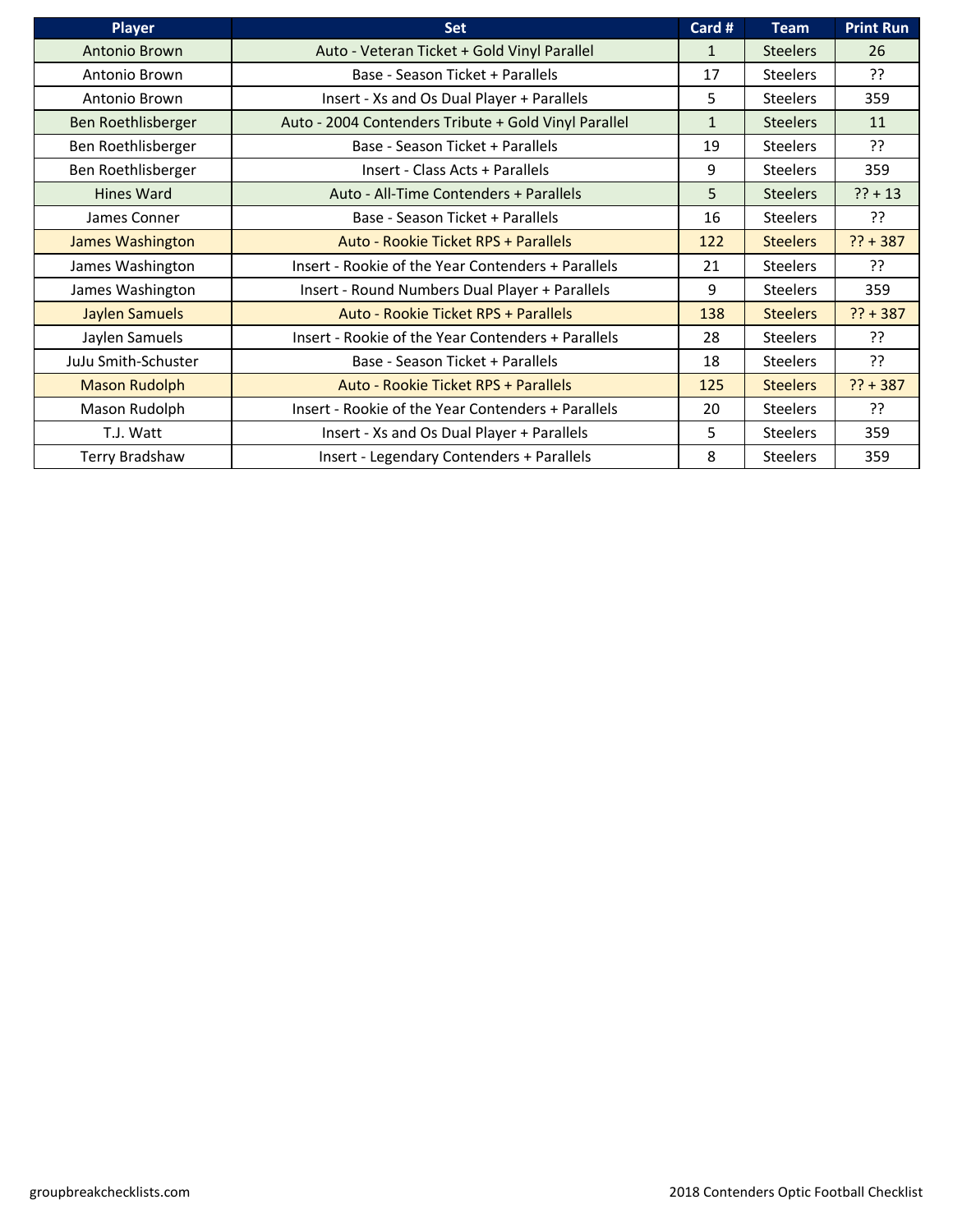| Player | Set | Card # | Team | Print Run |
| --- | --- | --- | --- | --- |
| Antonio Brown | Auto - Veteran Ticket + Gold Vinyl Parallel | 1 | Steelers | 26 |
| Antonio Brown | Base - Season Ticket + Parallels | 17 | Steelers | ?? |
| Antonio Brown | Insert - Xs and Os Dual Player + Parallels | 5 | Steelers | 359 |
| Ben Roethlisberger | Auto - 2004 Contenders Tribute + Gold Vinyl Parallel | 1 | Steelers | 11 |
| Ben Roethlisberger | Base - Season Ticket + Parallels | 19 | Steelers | ?? |
| Ben Roethlisberger | Insert - Class Acts + Parallels | 9 | Steelers | 359 |
| Hines Ward | Auto - All-Time Contenders + Parallels | 5 | Steelers | ?? + 13 |
| James Conner | Base - Season Ticket + Parallels | 16 | Steelers | ?? |
| James Washington | Auto - Rookie Ticket RPS + Parallels | 122 | Steelers | ?? + 387 |
| James Washington | Insert - Rookie of the Year Contenders + Parallels | 21 | Steelers | ?? |
| James Washington | Insert - Round Numbers Dual Player + Parallels | 9 | Steelers | 359 |
| Jaylen Samuels | Auto - Rookie Ticket RPS + Parallels | 138 | Steelers | ?? + 387 |
| Jaylen Samuels | Insert - Rookie of the Year Contenders + Parallels | 28 | Steelers | ?? |
| JuJu Smith-Schuster | Base - Season Ticket + Parallels | 18 | Steelers | ?? |
| Mason Rudolph | Auto - Rookie Ticket RPS + Parallels | 125 | Steelers | ?? + 387 |
| Mason Rudolph | Insert - Rookie of the Year Contenders + Parallels | 20 | Steelers | ?? |
| T.J. Watt | Insert - Xs and Os Dual Player + Parallels | 5 | Steelers | 359 |
| Terry Bradshaw | Insert - Legendary Contenders + Parallels | 8 | Steelers | 359 |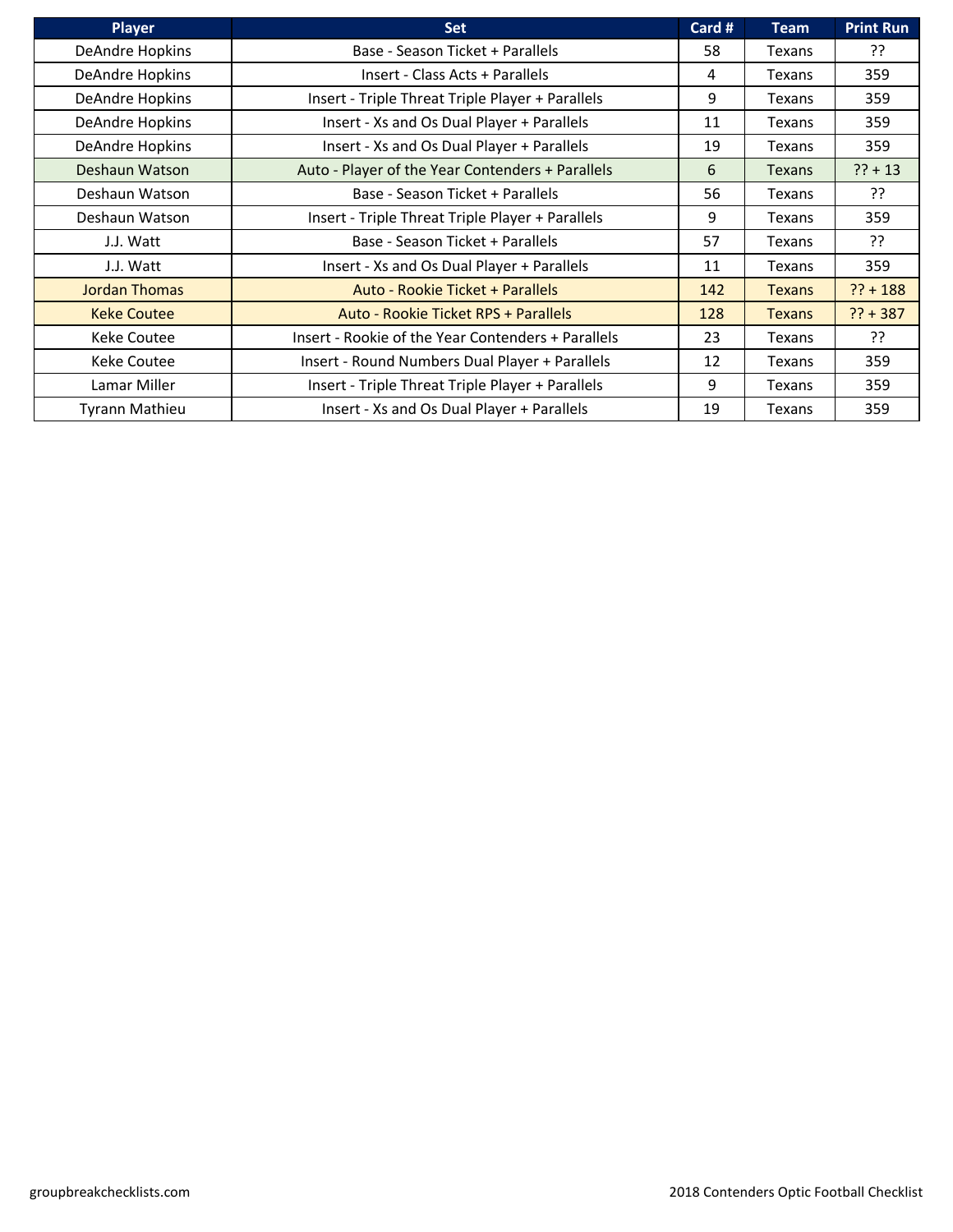| Player | Set | Card # | Team | Print Run |
|---|---|---|---|---|
| DeAndre Hopkins | Base - Season Ticket + Parallels | 58 | Texans | ?? |
| DeAndre Hopkins | Insert - Class Acts + Parallels | 4 | Texans | 359 |
| DeAndre Hopkins | Insert - Triple Threat Triple Player + Parallels | 9 | Texans | 359 |
| DeAndre Hopkins | Insert - Xs and Os Dual Player + Parallels | 11 | Texans | 359 |
| DeAndre Hopkins | Insert - Xs and Os Dual Player + Parallels | 19 | Texans | 359 |
| Deshaun Watson | Auto - Player of the Year Contenders + Parallels | 6 | Texans | ?? + 13 |
| Deshaun Watson | Base - Season Ticket + Parallels | 56 | Texans | ?? |
| Deshaun Watson | Insert - Triple Threat Triple Player + Parallels | 9 | Texans | 359 |
| J.J. Watt | Base - Season Ticket + Parallels | 57 | Texans | ?? |
| J.J. Watt | Insert - Xs and Os Dual Player + Parallels | 11 | Texans | 359 |
| Jordan Thomas | Auto - Rookie Ticket + Parallels | 142 | Texans | ?? + 188 |
| Keke Coutee | Auto - Rookie Ticket RPS + Parallels | 128 | Texans | ?? + 387 |
| Keke Coutee | Insert - Rookie of the Year Contenders + Parallels | 23 | Texans | ?? |
| Keke Coutee | Insert - Round Numbers Dual Player + Parallels | 12 | Texans | 359 |
| Lamar Miller | Insert - Triple Threat Triple Player + Parallels | 9 | Texans | 359 |
| Tyrann Mathieu | Insert - Xs and Os Dual Player + Parallels | 19 | Texans | 359 |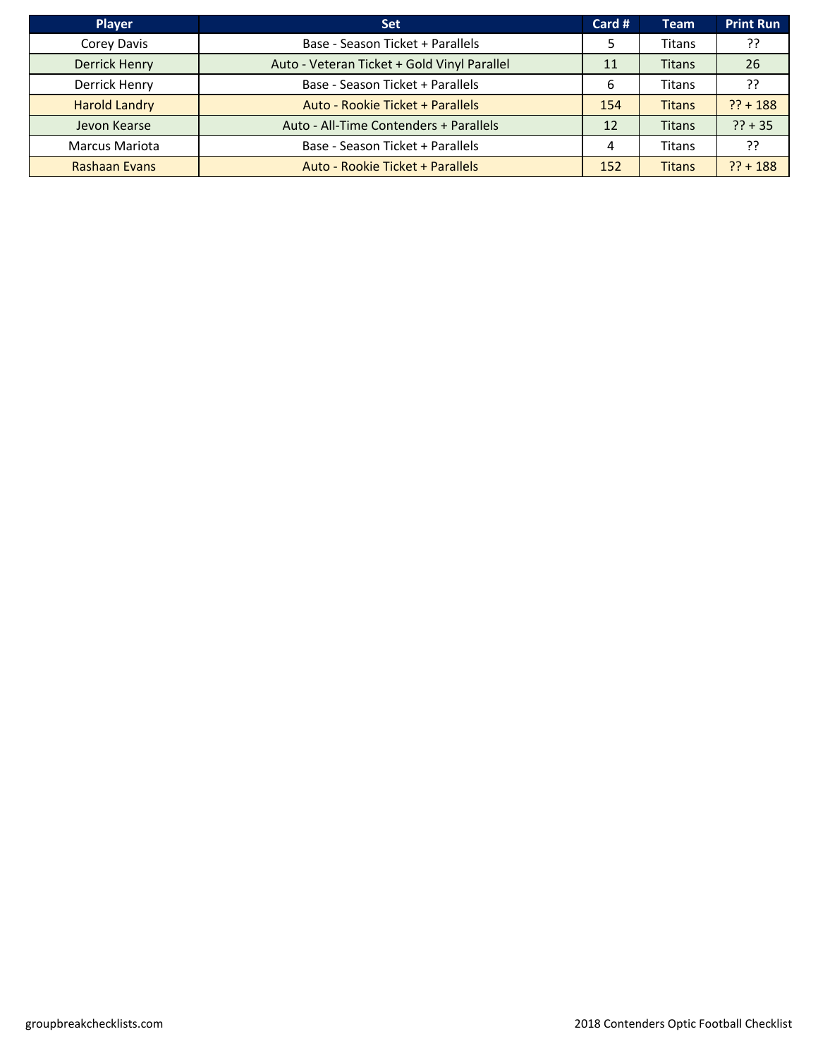| Player | Set | Card # | Team | Print Run |
|---|---|---|---|---|
| Corey Davis | Base - Season Ticket + Parallels | 5 | Titans | ?? |
| Derrick Henry | Auto - Veteran Ticket + Gold Vinyl Parallel | 11 | Titans | 26 |
| Derrick Henry | Base - Season Ticket + Parallels | 6 | Titans | ?? |
| Harold Landry | Auto - Rookie Ticket + Parallels | 154 | Titans | ?? + 188 |
| Jevon Kearse | Auto - All-Time Contenders + Parallels | 12 | Titans | ?? + 35 |
| Marcus Mariota | Base - Season Ticket + Parallels | 4 | Titans | ?? |
| Rashaan Evans | Auto - Rookie Ticket + Parallels | 152 | Titans | ?? + 188 |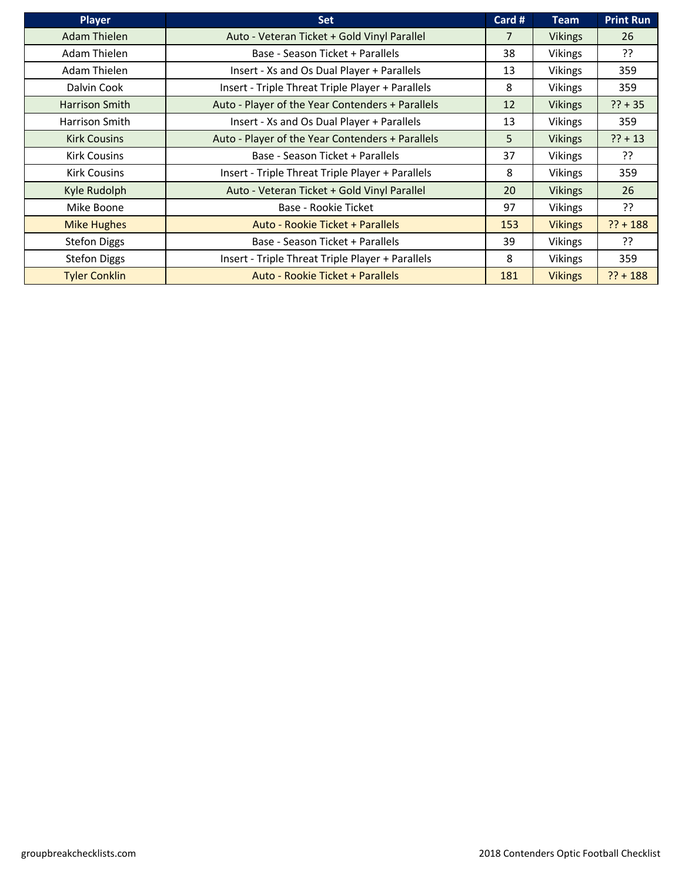| Player | Set | Card # | Team | Print Run |
|---|---|---|---|---|
| Adam Thielen | Auto - Veteran Ticket + Gold Vinyl Parallel | 7 | Vikings | 26 |
| Adam Thielen | Base - Season Ticket + Parallels | 38 | Vikings | ?? |
| Adam Thielen | Insert - Xs and Os Dual Player + Parallels | 13 | Vikings | 359 |
| Dalvin Cook | Insert - Triple Threat Triple Player + Parallels | 8 | Vikings | 359 |
| Harrison Smith | Auto - Player of the Year Contenders + Parallels | 12 | Vikings | ?? + 35 |
| Harrison Smith | Insert - Xs and Os Dual Player + Parallels | 13 | Vikings | 359 |
| Kirk Cousins | Auto - Player of the Year Contenders + Parallels | 5 | Vikings | ?? + 13 |
| Kirk Cousins | Base - Season Ticket + Parallels | 37 | Vikings | ?? |
| Kirk Cousins | Insert - Triple Threat Triple Player + Parallels | 8 | Vikings | 359 |
| Kyle Rudolph | Auto - Veteran Ticket + Gold Vinyl Parallel | 20 | Vikings | 26 |
| Mike Boone | Base - Rookie Ticket | 97 | Vikings | ?? |
| Mike Hughes | Auto - Rookie Ticket + Parallels | 153 | Vikings | ?? + 188 |
| Stefon Diggs | Base - Season Ticket + Parallels | 39 | Vikings | ?? |
| Stefon Diggs | Insert - Triple Threat Triple Player + Parallels | 8 | Vikings | 359 |
| Tyler Conklin | Auto - Rookie Ticket + Parallels | 181 | Vikings | ?? + 188 |